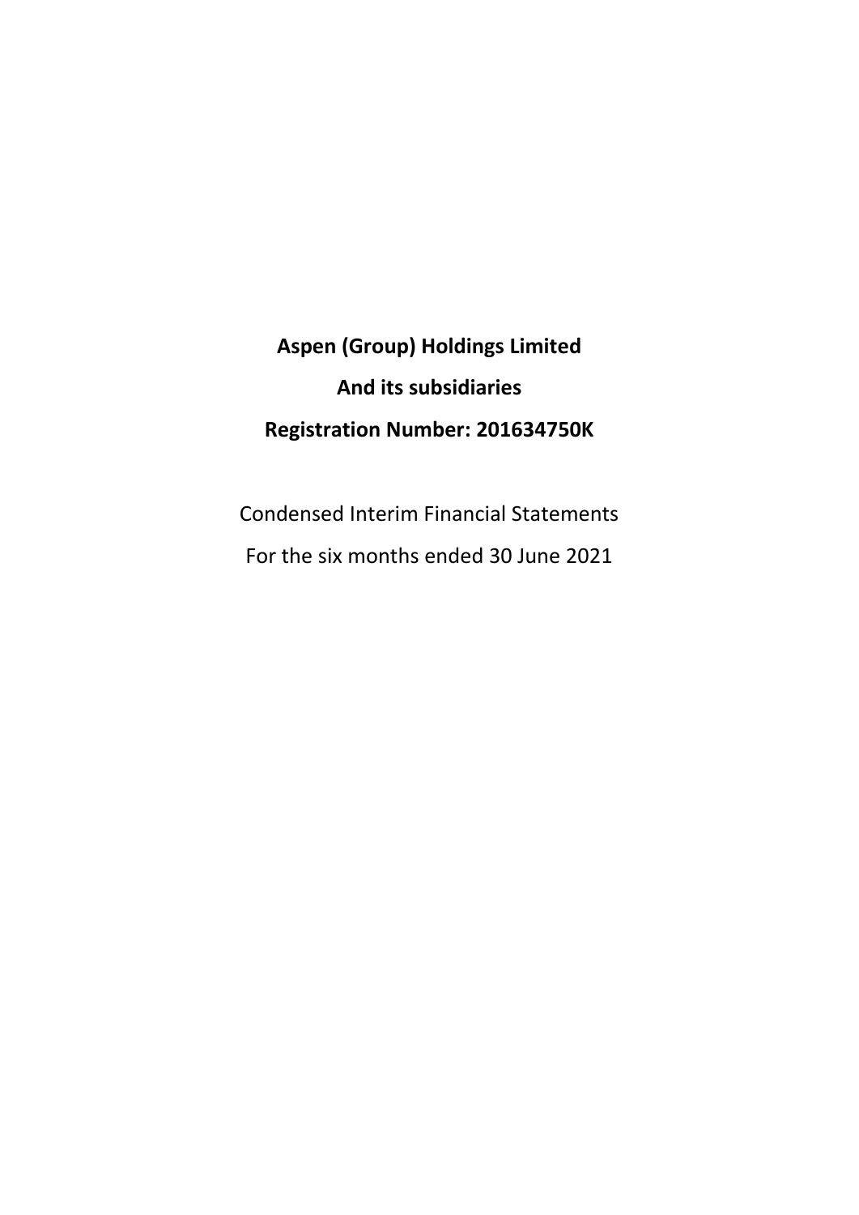**Aspen (Group) Holdings Limited**

**And its subsidiaries**

**Registration Number: 201634750K**

Condensed Interim Financial Statements

For the six months ended 30 June 2021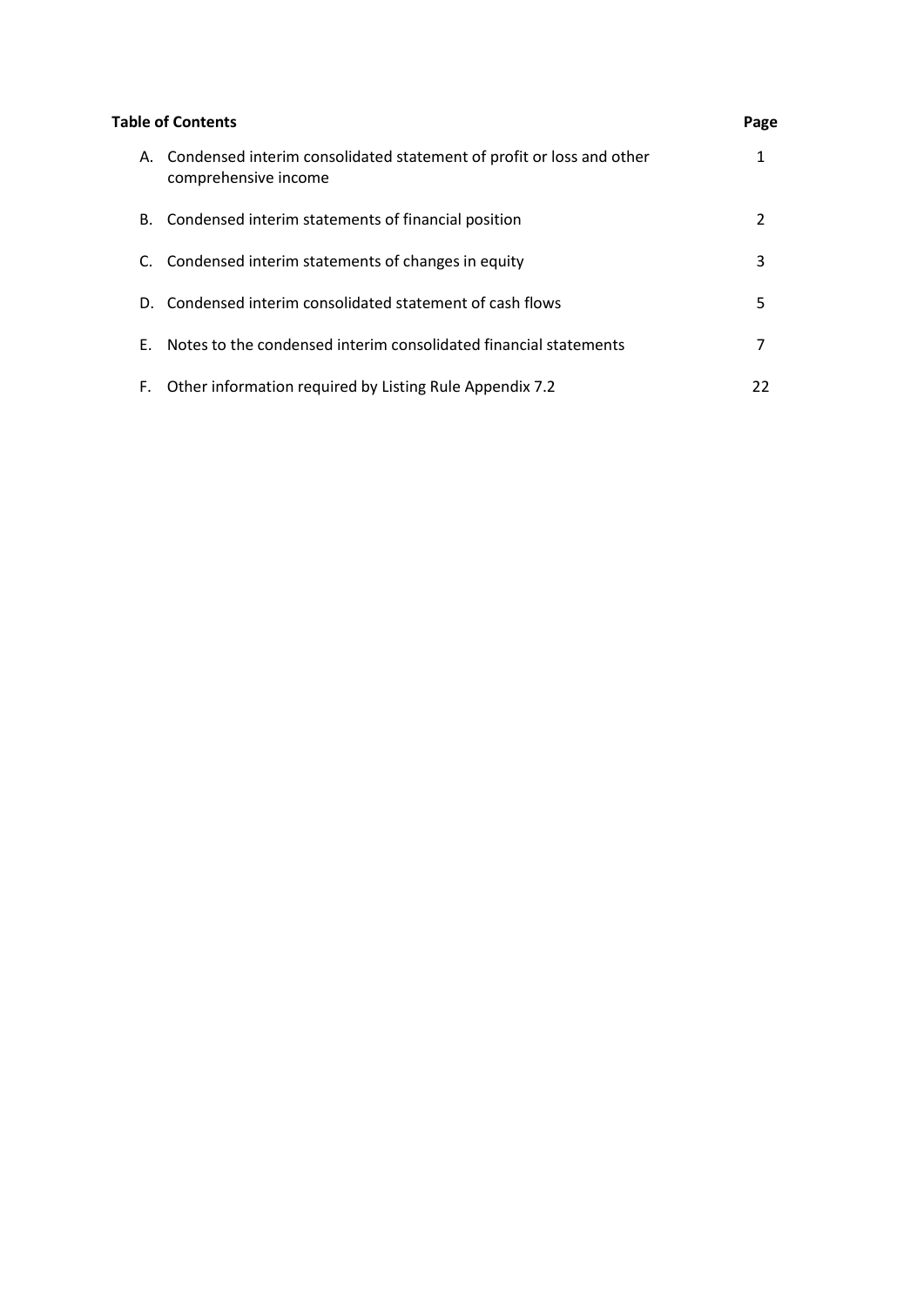| **Table of Contents** | | **Page** |
|---|---|---|
| A. | Condensed interim consolidated statement of profit or loss and other comprehensive income | 1 |
| B. | Condensed interim statements of financial position | 2 |
| C. | Condensed interim statements of changes in equity | 3 |
| D. | Condensed interim consolidated statement of cash flows | 5 |
| E. | Notes to the condensed interim consolidated financial statements | 7 |
| F. | Other information required by Listing Rule Appendix 7.2 | 22 |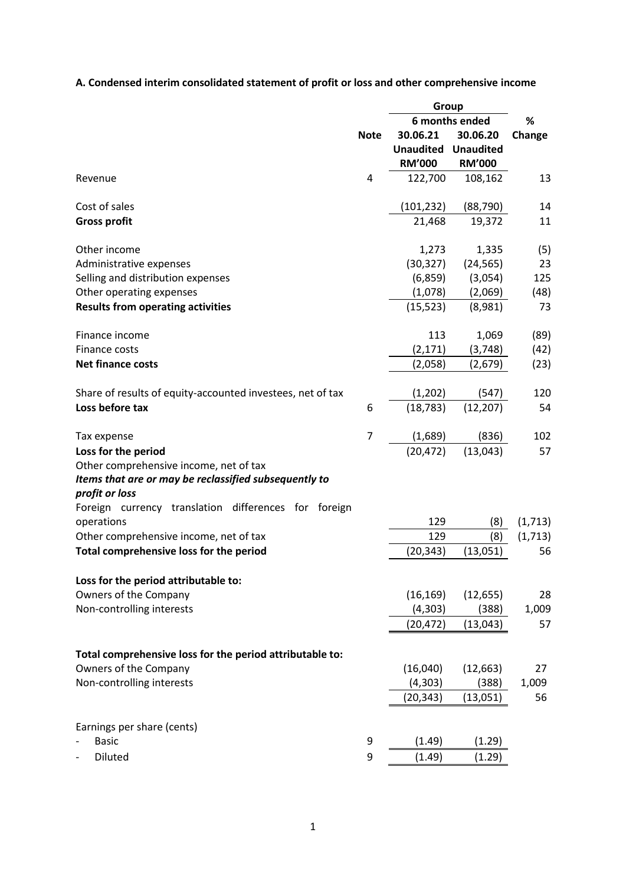**A. Condensed interim consolidated statement of profit or loss and other comprehensive income**

| | Note | Group | | % |
|---|---|---|---|---|
| | | 6 months ended | | |
| | | 30.06.21 | 30.06.20 | Change |
| | | Unaudited | Unaudited | |
| | | RM'000 | RM'000 | |
| Revenue | 4 | 122,700 | 108,162 | 13 |
| | | | | |
| Cost of sales | | (101,232) | (88,790) | 14 |
| **Gross profit** | | 21,468 | 19,372 | 11 |
| | | | | |
| Other income | | 1,273 | 1,335 | (5) |
| Administrative expenses | | (30,327) | (24,565) | 23 |
| Selling and distribution expenses | | (6,859) | (3,054) | 125 |
| Other operating expenses | | (1,078) | (2,069) | (48) |
| **Results from operating activities** | | (15,523) | (8,981) | 73 |
| | | | | |
| Finance income | | 113 | 1,069 | (89) |
| Finance costs | | (2,171) | (3,748) | (42) |
| **Net finance costs** | | (2,058) | (2,679) | (23) |
| | | | | |
| Share of results of equity-accounted investees, net of tax | | (1,202) | (547) | 120 |
| **Loss before tax** | 6 | (18,783) | (12,207) | 54 |
| | | | | |
| Tax expense | 7 | (1,689) | (836) | 102 |
| **Loss for the period** | | (20,472) | (13,043) | 57 |
| Other comprehensive income, net of tax | | | | |
| ***Items that are or may be reclassified subsequently to profit or loss*** | | | | |
| Foreign currency translation differences for foreign operations | | 129 | (8) | (1,713) |
| Other comprehensive income, net of tax | | 129 | (8) | (1,713) |
| **Total comprehensive loss for the period** | | (20,343) | (13,051) | 56 |
| | | | | |
| **Loss for the period attributable to:** | | | | |
| Owners of the Company | | (16,169) | (12,655) | 28 |
| Non-controlling interests | | (4,303) | (388) | 1,009 |
| | | (20,472) | (13,043) | 57 |
| | | | | |
| **Total comprehensive loss for the period attributable to:** | | | | |
| Owners of the Company | | (16,040) | (12,663) | 27 |
| Non-controlling interests | | (4,303) | (388) | 1,009 |
| | | (20,343) | (13,051) | 56 |
| | | | | |
| Earnings per share (cents) | | | | |
| - Basic | 9 | (1.49) | (1.29) | |
| - Diluted | 9 | (1.49) | (1.29) | |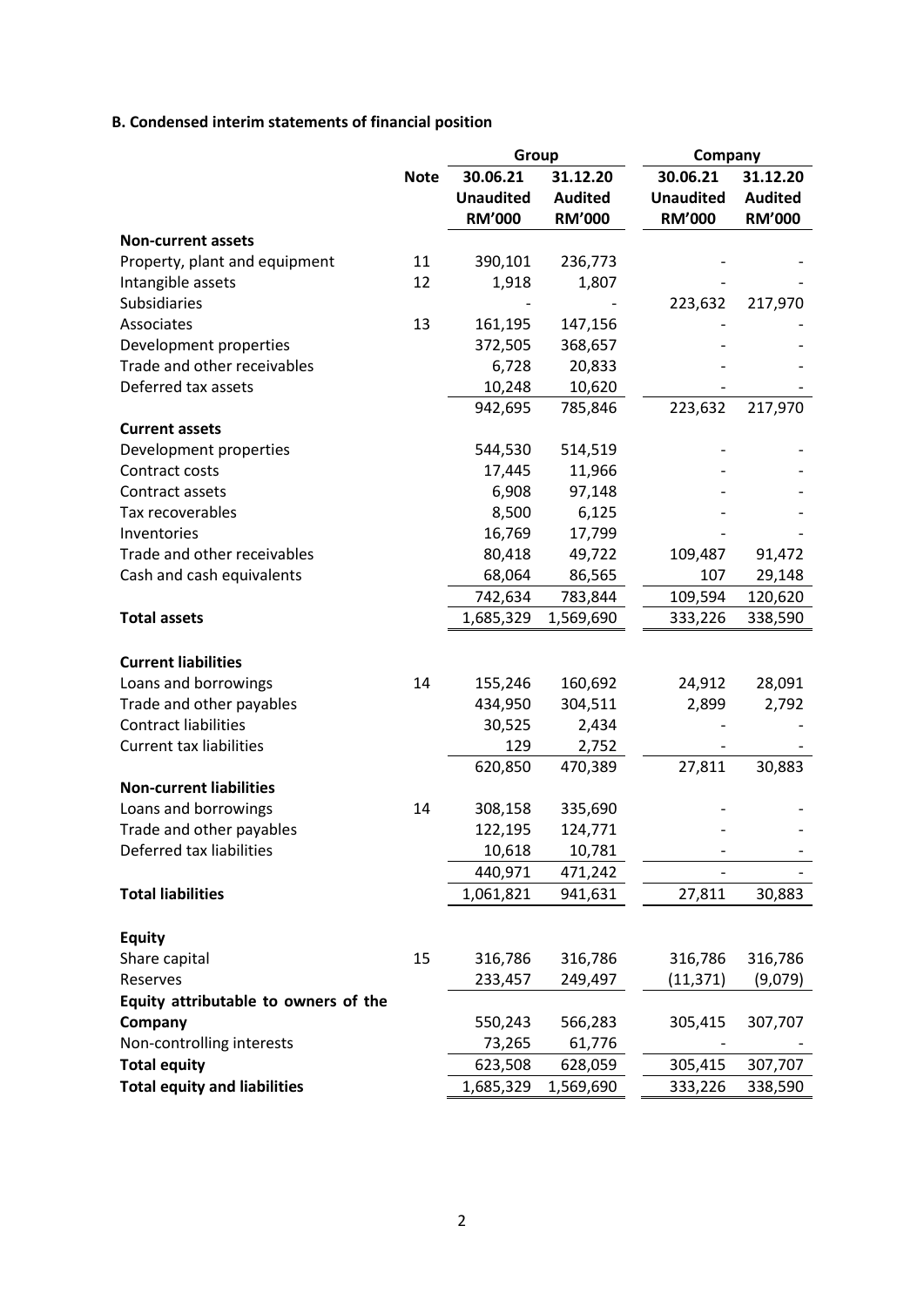### B. Condensed interim statements of financial position

| | Note | Group | | Company | |
|---|---|---|---|---|---|
| | | 30.06.21 | 31.12.20 | 30.06.21 | 31.12.20 |
| | | Unaudited | Audited | Unaudited | Audited |
| | | RM'000 | RM'000 | RM'000 | RM'000 |
| **Non-current assets** | | | | | |
| Property, plant and equipment | 11 | 390,101 | 236,773 | - | - |
| Intangible assets | 12 | 1,918 | 1,807 | - | - |
| Subsidiaries | | - | - | 223,632 | 217,970 |
| Associates | 13 | 161,195 | 147,156 | - | - |
| Development properties | | 372,505 | 368,657 | - | - |
| Trade and other receivables | | 6,728 | 20,833 | - | - |
| Deferred tax assets | | 10,248 | 10,620 | - | - |
| | | 942,695 | 785,846 | 223,632 | 217,970 |
| **Current assets** | | | | | |
| Development properties | | 544,530 | 514,519 | - | - |
| Contract costs | | 17,445 | 11,966 | - | - |
| Contract assets | | 6,908 | 97,148 | - | - |
| Tax recoverables | | 8,500 | 6,125 | - | - |
| Inventories | | 16,769 | 17,799 | - | - |
| Trade and other receivables | | 80,418 | 49,722 | 109,487 | 91,472 |
| Cash and cash equivalents | | 68,064 | 86,565 | 107 | 29,148 |
| | | 742,634 | 783,844 | 109,594 | 120,620 |
| **Total assets** | | 1,685,329 | 1,569,690 | 333,226 | 338,590 |
| | | | | | |
| **Current liabilities** | | | | | |
| Loans and borrowings | 14 | 155,246 | 160,692 | 24,912 | 28,091 |
| Trade and other payables | | 434,950 | 304,511 | 2,899 | 2,792 |
| Contract liabilities | | 30,525 | 2,434 | - | - |
| Current tax liabilities | | 129 | 2,752 | - | - |
| | | 620,850 | 470,389 | 27,811 | 30,883 |
| **Non-current liabilities** | | | | | |
| Loans and borrowings | 14 | 308,158 | 335,690 | - | - |
| Trade and other payables | | 122,195 | 124,771 | - | - |
| Deferred tax liabilities | | 10,618 | 10,781 | - | - |
| | | 440,971 | 471,242 | - | - |
| **Total liabilities** | | 1,061,821 | 941,631 | 27,811 | 30,883 |
| | | | | | |
| **Equity** | | | | | |
| Share capital | 15 | 316,786 | 316,786 | 316,786 | 316,786 |
| Reserves | | 233,457 | 249,497 | (11,371) | (9,079) |
| **Equity attributable to owners of the Company** | | 550,243 | 566,283 | 305,415 | 307,707 |
| Non-controlling interests | | 73,265 | 61,776 | - | - |
| **Total equity** | | 623,508 | 628,059 | 305,415 | 307,707 |
| **Total equity and liabilities** | | 1,685,329 | 1,569,690 | 333,226 | 338,590 |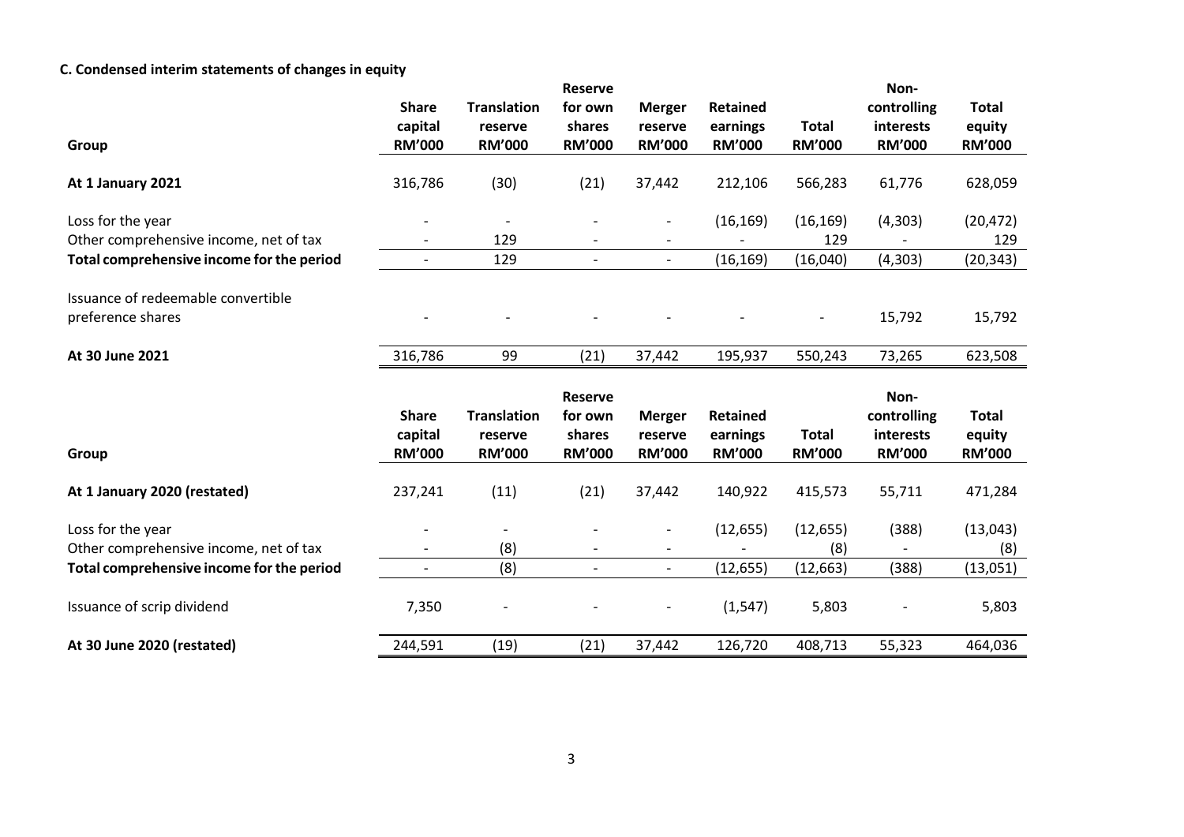**C. Condensed interim statements of changes in equity**

| Group | Share capital RM'000 | Translation reserve RM'000 | Reserve for own shares RM'000 | Merger reserve RM'000 | Retained earnings RM'000 | Total RM'000 | Non-controlling interests RM'000 | Total equity RM'000 |
|---|---|---|---|---|---|---|---|---|
| **At 1 January 2021** | 316,786 | (30) | (21) | 37,442 | 212,106 | 566,283 | 61,776 | 628,059 |
| Loss for the year | - | - | - | - | (16,169) | (16,169) | (4,303) | (20,472) |
| Other comprehensive income, net of tax | - | 129 | - | - | - | 129 | - | 129 |
| **Total comprehensive income for the period** | - | 129 | - | - | (16,169) | (16,040) | (4,303) | (20,343) |
| Issuance of redeemable convertible preference shares | - | - | - | - | - | - | 15,792 | 15,792 |
| **At 30 June 2021** | 316,786 | 99 | (21) | 37,442 | 195,937 | 550,243 | 73,265 | 623,508 |

| Group | Share capital RM'000 | Translation reserve RM'000 | Reserve for own shares RM'000 | Merger reserve RM'000 | Retained earnings RM'000 | Total RM'000 | Non-controlling interests RM'000 | Total equity RM'000 |
|---|---|---|---|---|---|---|---|---|
| **At 1 January 2020 (restated)** | 237,241 | (11) | (21) | 37,442 | 140,922 | 415,573 | 55,711 | 471,284 |
| Loss for the year | - | - | - | - | (12,655) | (12,655) | (388) | (13,043) |
| Other comprehensive income, net of tax | - | (8) | - | - | - | (8) | - | (8) |
| **Total comprehensive income for the period** | - | (8) | - | - | (12,655) | (12,663) | (388) | (13,051) |
| Issuance of scrip dividend | 7,350 | - | - | - | (1,547) | 5,803 | - | 5,803 |
| **At 30 June 2020 (restated)** | 244,591 | (19) | (21) | 37,442 | 126,720 | 408,713 | 55,323 | 464,036 |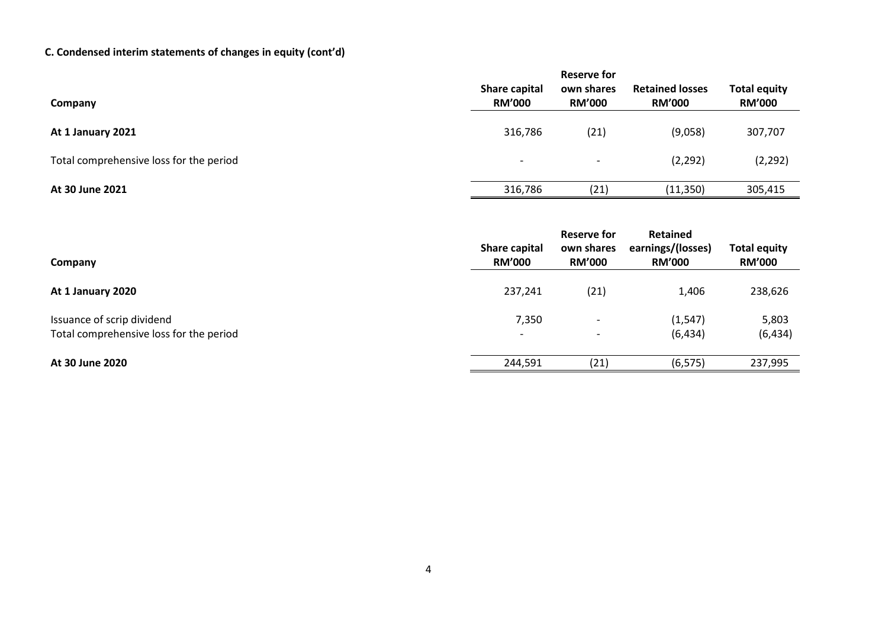**C. Condensed interim statements of changes in equity (cont'd)**

| Company | Share capital RM'000 | Reserve for own shares RM'000 | Retained losses RM'000 | Total equity RM'000 |
|---|---|---|---|---|
| **At 1 January 2021** | 316,786 | (21) | (9,058) | 307,707 |
| Total comprehensive loss for the period | - | - | (2,292) | (2,292) |
| **At 30 June 2021** | 316,786 | (21) | (11,350) | 305,415 |

| Company | Share capital RM'000 | Reserve for own shares RM'000 | Retained earnings/(losses) RM'000 | Total equity RM'000 |
|---|---|---|---|---|
| **At 1 January 2020** | 237,241 | (21) | 1,406 | 238,626 |
| Issuance of scrip dividend | 7,350 | - | (1,547) | 5,803 |
| Total comprehensive loss for the period | - | - | (6,434) | (6,434) |
| **At 30 June 2020** | 244,591 | (21) | (6,575) | 237,995 |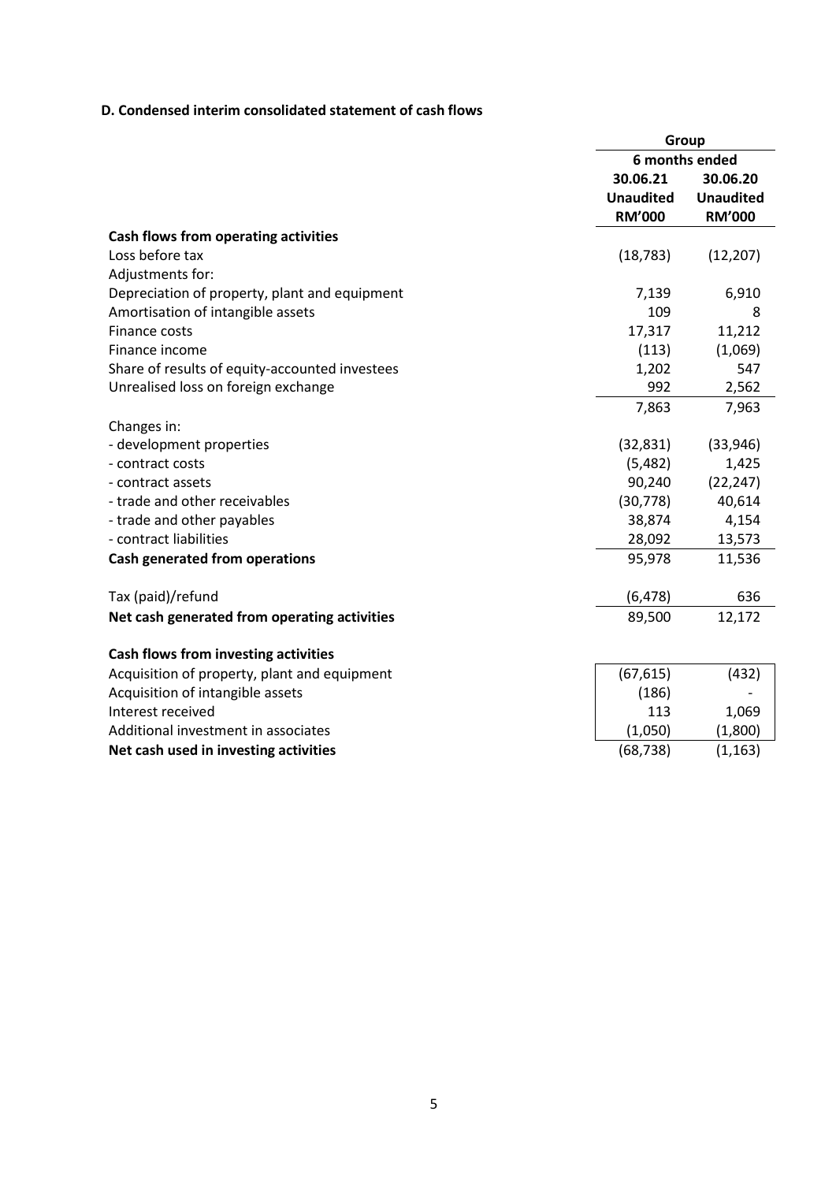**D. Condensed interim consolidated statement of cash flows**

| | Group | |
|---|---|---|
| | 6 months ended | |
| | 30.06.21 | 30.06.20 |
| | Unaudited | Unaudited |
| | RM'000 | RM'000 |
| **Cash flows from operating activities** | | |
| Loss before tax | (18,783) | (12,207) |
| Adjustments for: | | |
| Depreciation of property, plant and equipment | 7,139 | 6,910 |
| Amortisation of intangible assets | 109 | 8 |
| Finance costs | 17,317 | 11,212 |
| Finance income | (113) | (1,069) |
| Share of results of equity-accounted investees | 1,202 | 547 |
| Unrealised loss on foreign exchange | 992 | 2,562 |
| | 7,863 | 7,963 |
| Changes in: | | |
| - development properties | (32,831) | (33,946) |
| - contract costs | (5,482) | 1,425 |
| - contract assets | 90,240 | (22,247) |
| - trade and other receivables | (30,778) | 40,614 |
| - trade and other payables | 38,874 | 4,154 |
| - contract liabilities | 28,092 | 13,573 |
| **Cash generated from operations** | 95,978 | 11,536 |
| | | |
| Tax (paid)/refund | (6,478) | 636 |
| **Net cash generated from operating activities** | 89,500 | 12,172 |
| | | |
| **Cash flows from investing activities** | | |
| Acquisition of property, plant and equipment | (67,615) | (432) |
| Acquisition of intangible assets | (186) | - |
| Interest received | 113 | 1,069 |
| Additional investment in associates | (1,050) | (1,800) |
| **Net cash used in investing activities** | (68,738) | (1,163) |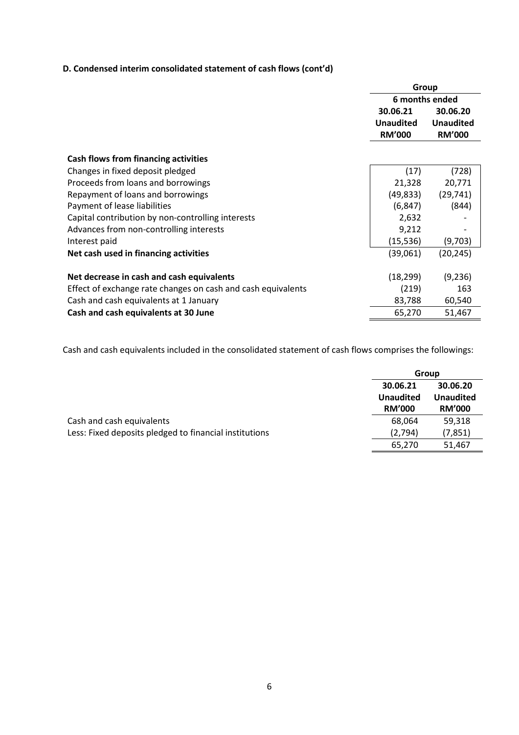### D. Condensed interim consolidated statement of cash flows (cont'd)

| | Group | |
|---|---|---|
| | 6 months ended | |
| | 30.06.21 Unaudited RM'000 | 30.06.20 Unaudited RM'000 |
| **Cash flows from financing activities** | | |
| Changes in fixed deposit pledged | (17) | (728) |
| Proceeds from loans and borrowings | 21,328 | 20,771 |
| Repayment of loans and borrowings | (49,833) | (29,741) |
| Payment of lease liabilities | (6,847) | (844) |
| Capital contribution by non-controlling interests | 2,632 | - |
| Advances from non-controlling interests | 9,212 | - |
| Interest paid | (15,536) | (9,703) |
| **Net cash used in financing activities** | (39,061) | (20,245) |
| | | |
| **Net decrease in cash and cash equivalents** | (18,299) | (9,236) |
| Effect of exchange rate changes on cash and cash equivalents | (219) | 163 |
| Cash and cash equivalents at 1 January | 83,788 | 60,540 |
| **Cash and cash equivalents at 30 June** | 65,270 | 51,467 |

Cash and cash equivalents included in the consolidated statement of cash flows comprises the followings:

| | Group | |
|---|---|---|
| | 30.06.21 Unaudited RM'000 | 30.06.20 Unaudited RM'000 |
| Cash and cash equivalents | 68,064 | 59,318 |
| Less: Fixed deposits pledged to financial institutions | (2,794) | (7,851) |
| | 65,270 | 51,467 |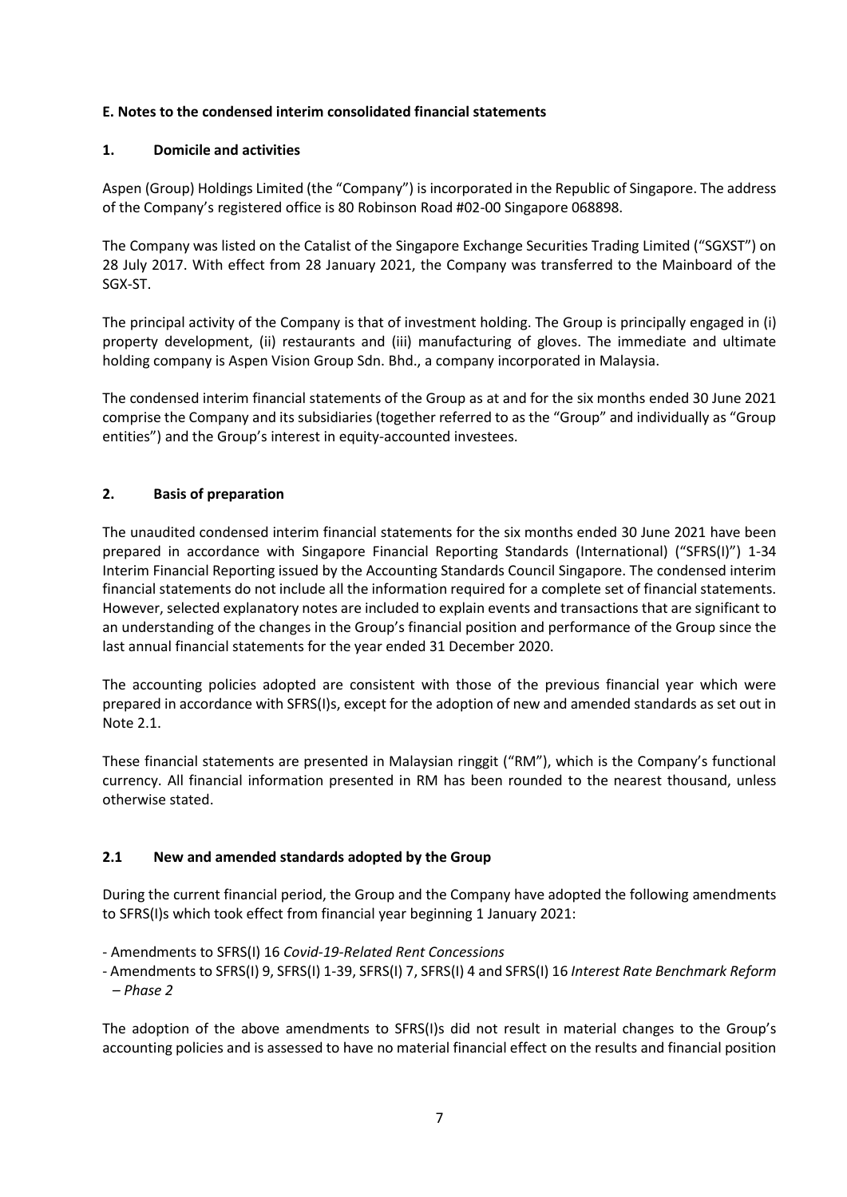## E. Notes to the condensed interim consolidated financial statements

### 1. Domicile and activities

Aspen (Group) Holdings Limited (the "Company") is incorporated in the Republic of Singapore. The address of the Company's registered office is 80 Robinson Road #02-00 Singapore 068898.

The Company was listed on the Catalist of the Singapore Exchange Securities Trading Limited ("SGXST") on 28 July 2017. With effect from 28 January 2021, the Company was transferred to the Mainboard of the SGX-ST.

The principal activity of the Company is that of investment holding. The Group is principally engaged in (i) property development, (ii) restaurants and (iii) manufacturing of gloves. The immediate and ultimate holding company is Aspen Vision Group Sdn. Bhd., a company incorporated in Malaysia.

The condensed interim financial statements of the Group as at and for the six months ended 30 June 2021 comprise the Company and its subsidiaries (together referred to as the "Group" and individually as "Group entities") and the Group's interest in equity-accounted investees.

### 2. Basis of preparation

The unaudited condensed interim financial statements for the six months ended 30 June 2021 have been prepared in accordance with Singapore Financial Reporting Standards (International) ("SFRS(I)") 1-34 Interim Financial Reporting issued by the Accounting Standards Council Singapore. The condensed interim financial statements do not include all the information required for a complete set of financial statements. However, selected explanatory notes are included to explain events and transactions that are significant to an understanding of the changes in the Group's financial position and performance of the Group since the last annual financial statements for the year ended 31 December 2020.

The accounting policies adopted are consistent with those of the previous financial year which were prepared in accordance with SFRS(I)s, except for the adoption of new and amended standards as set out in Note 2.1.

These financial statements are presented in Malaysian ringgit ("RM"), which is the Company's functional currency. All financial information presented in RM has been rounded to the nearest thousand, unless otherwise stated.

### 2.1 New and amended standards adopted by the Group

During the current financial period, the Group and the Company have adopted the following amendments to SFRS(I)s which took effect from financial year beginning 1 January 2021:

- Amendments to SFRS(I) 16 *Covid-19-Related Rent Concessions*
- Amendments to SFRS(I) 9, SFRS(I) 1-39, SFRS(I) 7, SFRS(I) 4 and SFRS(I) 16 *Interest Rate Benchmark Reform – Phase 2*

The adoption of the above amendments to SFRS(I)s did not result in material changes to the Group's accounting policies and is assessed to have no material financial effect on the results and financial position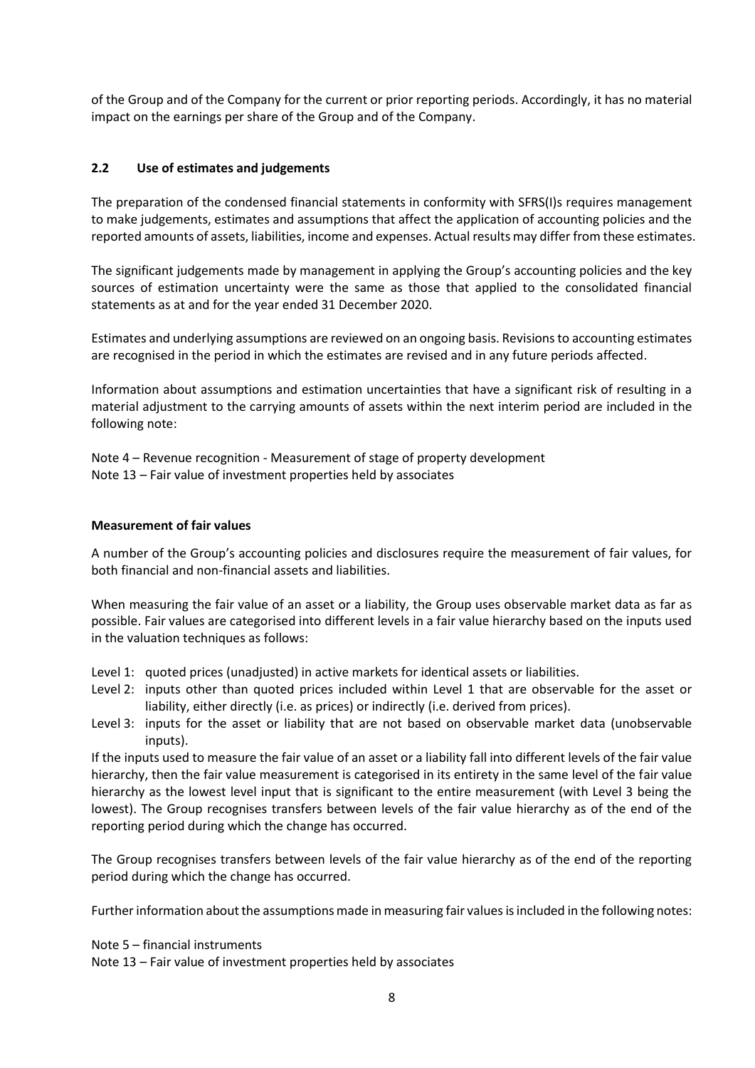of the Group and of the Company for the current or prior reporting periods. Accordingly, it has no material impact on the earnings per share of the Group and of the Company.

## 2.2 Use of estimates and judgements

The preparation of the condensed financial statements in conformity with SFRS(I)s requires management to make judgements, estimates and assumptions that affect the application of accounting policies and the reported amounts of assets, liabilities, income and expenses. Actual results may differ from these estimates.

The significant judgements made by management in applying the Group's accounting policies and the key sources of estimation uncertainty were the same as those that applied to the consolidated financial statements as at and for the year ended 31 December 2020.

Estimates and underlying assumptions are reviewed on an ongoing basis. Revisions to accounting estimates are recognised in the period in which the estimates are revised and in any future periods affected.

Information about assumptions and estimation uncertainties that have a significant risk of resulting in a material adjustment to the carrying amounts of assets within the next interim period are included in the following note:

Note 4 – Revenue recognition - Measurement of stage of property development
Note 13 – Fair value of investment properties held by associates

**Measurement of fair values**

A number of the Group's accounting policies and disclosures require the measurement of fair values, for both financial and non-financial assets and liabilities.

When measuring the fair value of an asset or a liability, the Group uses observable market data as far as possible. Fair values are categorised into different levels in a fair value hierarchy based on the inputs used in the valuation techniques as follows:

- Level 1: quoted prices (unadjusted) in active markets for identical assets or liabilities.
- Level 2: inputs other than quoted prices included within Level 1 that are observable for the asset or liability, either directly (i.e. as prices) or indirectly (i.e. derived from prices).
- Level 3: inputs for the asset or liability that are not based on observable market data (unobservable inputs).

If the inputs used to measure the fair value of an asset or a liability fall into different levels of the fair value hierarchy, then the fair value measurement is categorised in its entirety in the same level of the fair value hierarchy as the lowest level input that is significant to the entire measurement (with Level 3 being the lowest). The Group recognises transfers between levels of the fair value hierarchy as of the end of the reporting period during which the change has occurred.

The Group recognises transfers between levels of the fair value hierarchy as of the end of the reporting period during which the change has occurred.

Further information about the assumptions made in measuring fair values is included in the following notes:

Note 5 – financial instruments
Note 13 – Fair value of investment properties held by associates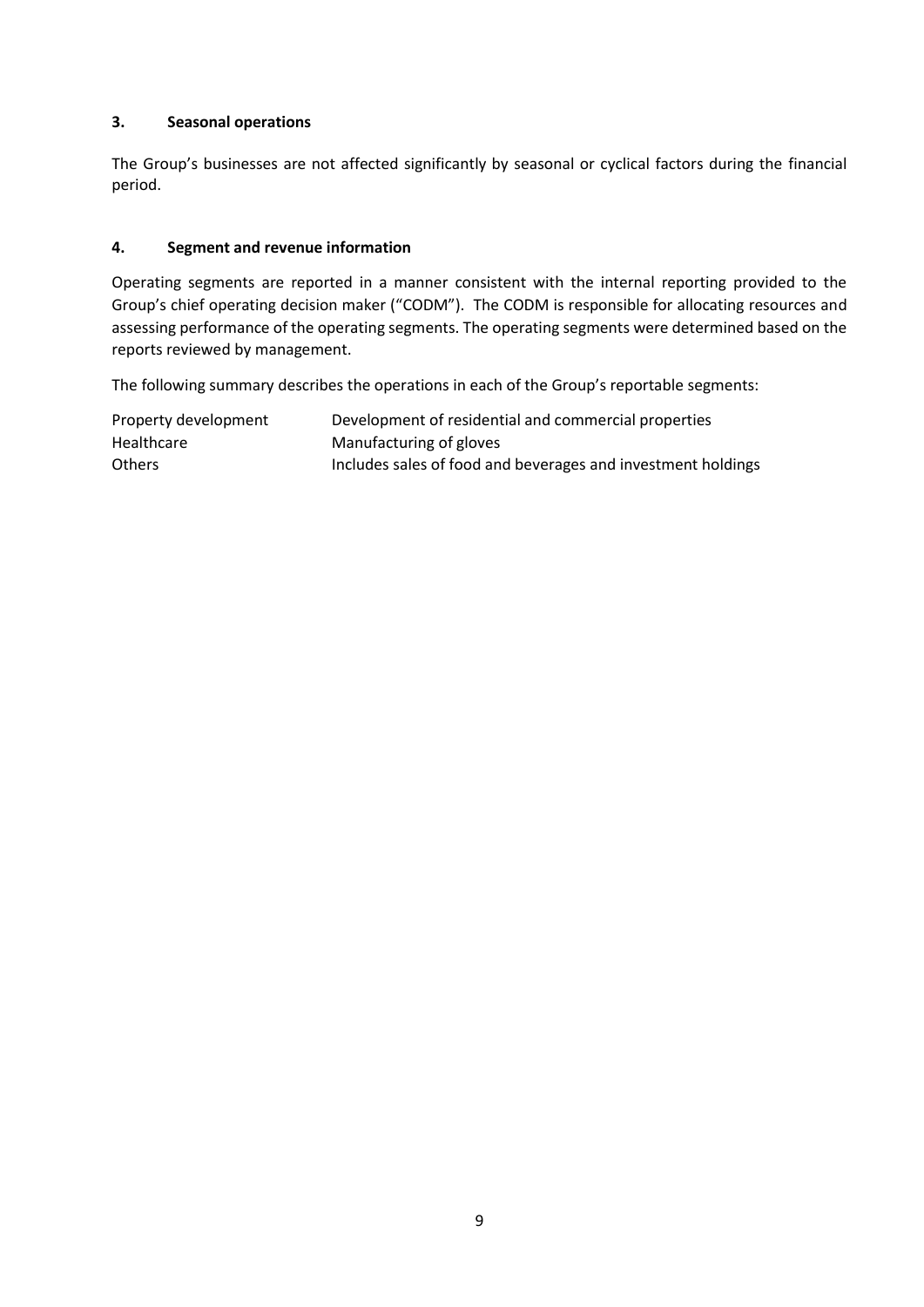## 3. Seasonal operations

The Group's businesses are not affected significantly by seasonal or cyclical factors during the financial period.

## 4. Segment and revenue information

Operating segments are reported in a manner consistent with the internal reporting provided to the Group's chief operating decision maker ("CODM"). The CODM is responsible for allocating resources and assessing performance of the operating segments. The operating segments were determined based on the reports reviewed by management.

The following summary describes the operations in each of the Group's reportable segments:

| | |
|---|---|
| Property development | Development of residential and commercial properties |
| Healthcare | Manufacturing of gloves |
| Others | Includes sales of food and beverages and investment holdings |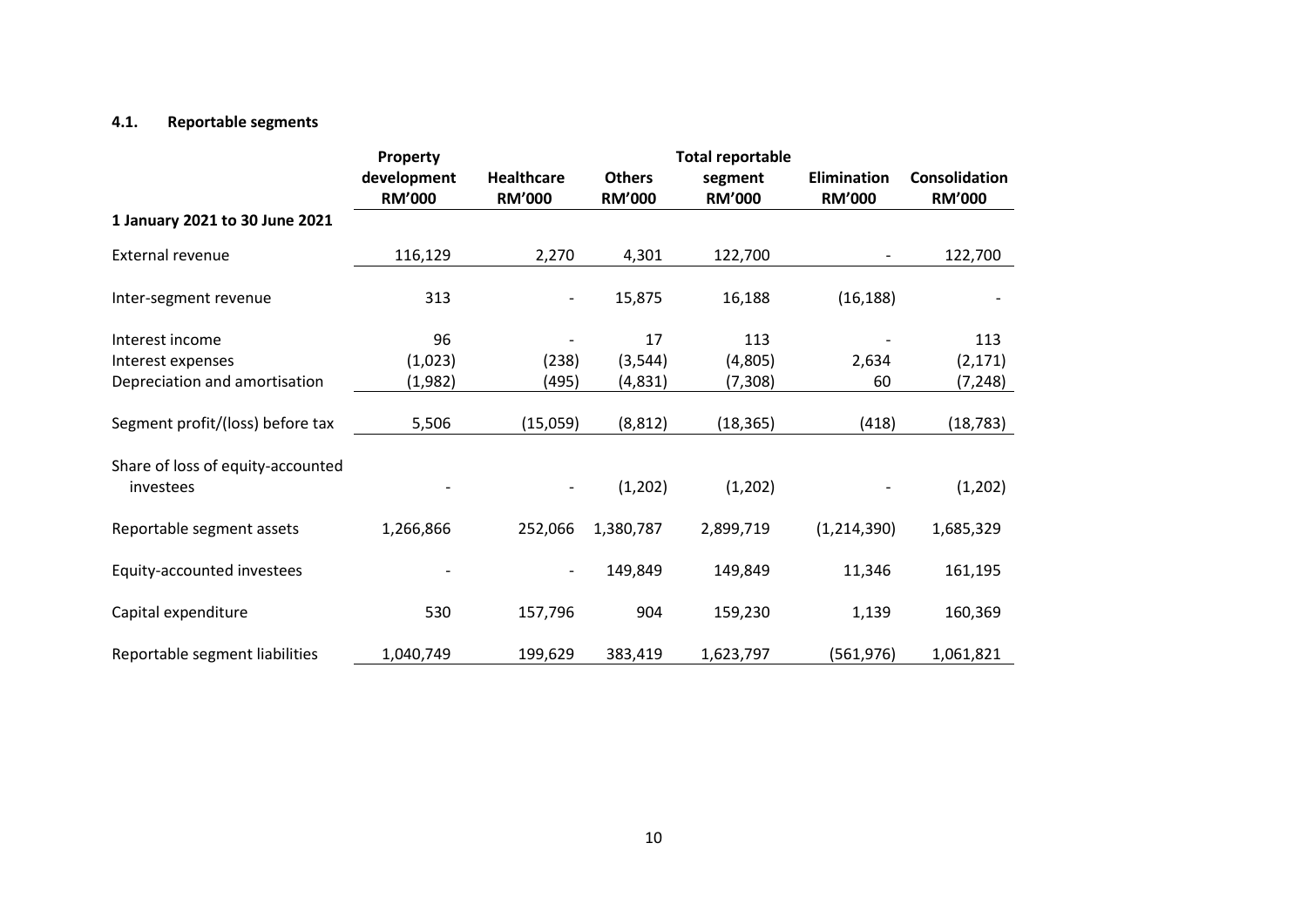### 4.1. Reportable segments

| | Property development RM'000 | Healthcare RM'000 | Others RM'000 | Total reportable segment RM'000 | Elimination RM'000 | Consolidation RM'000 |
|---|---|---|---|---|---|---|
| **1 January 2021 to 30 June 2021** | | | | | | |
| External revenue | 116,129 | 2,270 | 4,301 | 122,700 | - | 122,700 |
| Inter-segment revenue | 313 | - | 15,875 | 16,188 | (16,188) | - |
| Interest income | 96 | - | 17 | 113 | - | 113 |
| Interest expenses | (1,023) | (238) | (3,544) | (4,805) | 2,634 | (2,171) |
| Depreciation and amortisation | (1,982) | (495) | (4,831) | (7,308) | 60 | (7,248) |
| Segment profit/(loss) before tax | 5,506 | (15,059) | (8,812) | (18,365) | (418) | (18,783) |
| Share of loss of equity-accounted investees | - | - | (1,202) | (1,202) | - | (1,202) |
| Reportable segment assets | 1,266,866 | 252,066 | 1,380,787 | 2,899,719 | (1,214,390) | 1,685,329 |
| Equity-accounted investees | - | - | 149,849 | 149,849 | 11,346 | 161,195 |
| Capital expenditure | 530 | 157,796 | 904 | 159,230 | 1,139 | 160,369 |
| Reportable segment liabilities | 1,040,749 | 199,629 | 383,419 | 1,623,797 | (561,976) | 1,061,821 |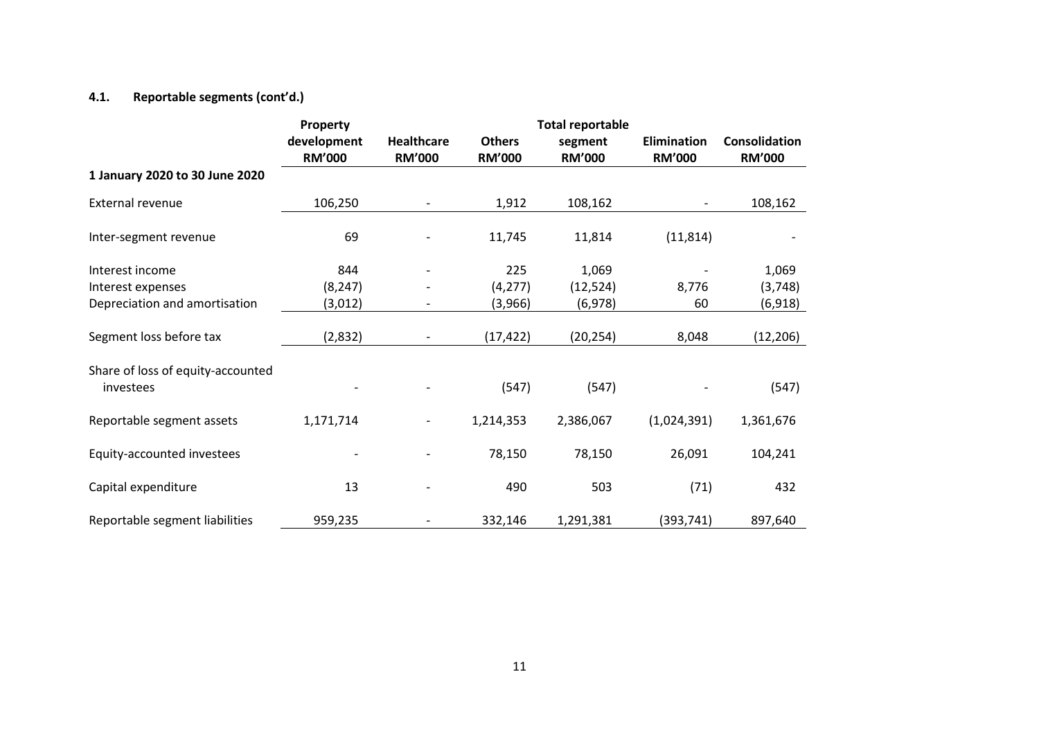#### 4.1. Reportable segments (cont'd.)

| | Property development RM'000 | Healthcare RM'000 | Others RM'000 | Total reportable segment RM'000 | Elimination RM'000 | Consolidation RM'000 |
|---|---|---|---|---|---|---|
| **1 January 2020 to 30 June 2020** | | | | | | |
| External revenue | 106,250 | - | 1,912 | 108,162 | - | 108,162 |
| Inter-segment revenue | 69 | - | 11,745 | 11,814 | (11,814) | - |
| Interest income | 844 | - | 225 | 1,069 | - | 1,069 |
| Interest expenses | (8,247) | - | (4,277) | (12,524) | 8,776 | (3,748) |
| Depreciation and amortisation | (3,012) | - | (3,966) | (6,978) | 60 | (6,918) |
| Segment loss before tax | (2,832) | - | (17,422) | (20,254) | 8,048 | (12,206) |
| Share of loss of equity-accounted investees | - | - | (547) | (547) | - | (547) |
| Reportable segment assets | 1,171,714 | - | 1,214,353 | 2,386,067 | (1,024,391) | 1,361,676 |
| Equity-accounted investees | - | - | 78,150 | 78,150 | 26,091 | 104,241 |
| Capital expenditure | 13 | - | 490 | 503 | (71) | 432 |
| Reportable segment liabilities | 959,235 | - | 332,146 | 1,291,381 | (393,741) | 897,640 |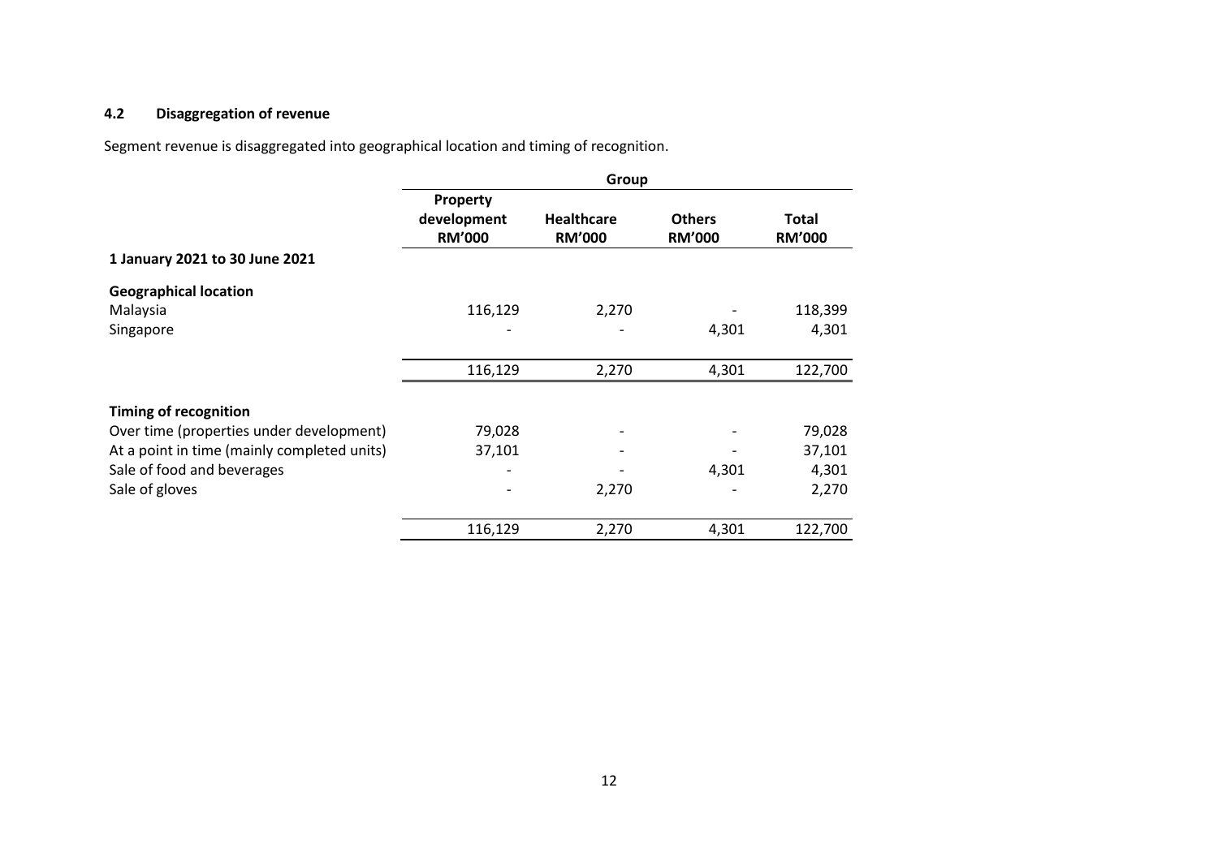### 4.2 Disaggregation of revenue

Segment revenue is disaggregated into geographical location and timing of recognition.

| | Group | | | |
|---|---|---|---|---|
| | Property development RM'000 | Healthcare RM'000 | Others RM'000 | Total RM'000 |
| **1 January 2021 to 30 June 2021** | | | | |
| **Geographical location** | | | | |
| Malaysia | 116,129 | 2,270 | - | 118,399 |
| Singapore | - | - | 4,301 | 4,301 |
| | 116,129 | 2,270 | 4,301 | 122,700 |
| **Timing of recognition** | | | | |
| Over time (properties under development) | 79,028 | - | - | 79,028 |
| At a point in time (mainly completed units) | 37,101 | - | - | 37,101 |
| Sale of food and beverages | - | - | 4,301 | 4,301 |
| Sale of gloves | - | 2,270 | - | 2,270 |
| | 116,129 | 2,270 | 4,301 | 122,700 |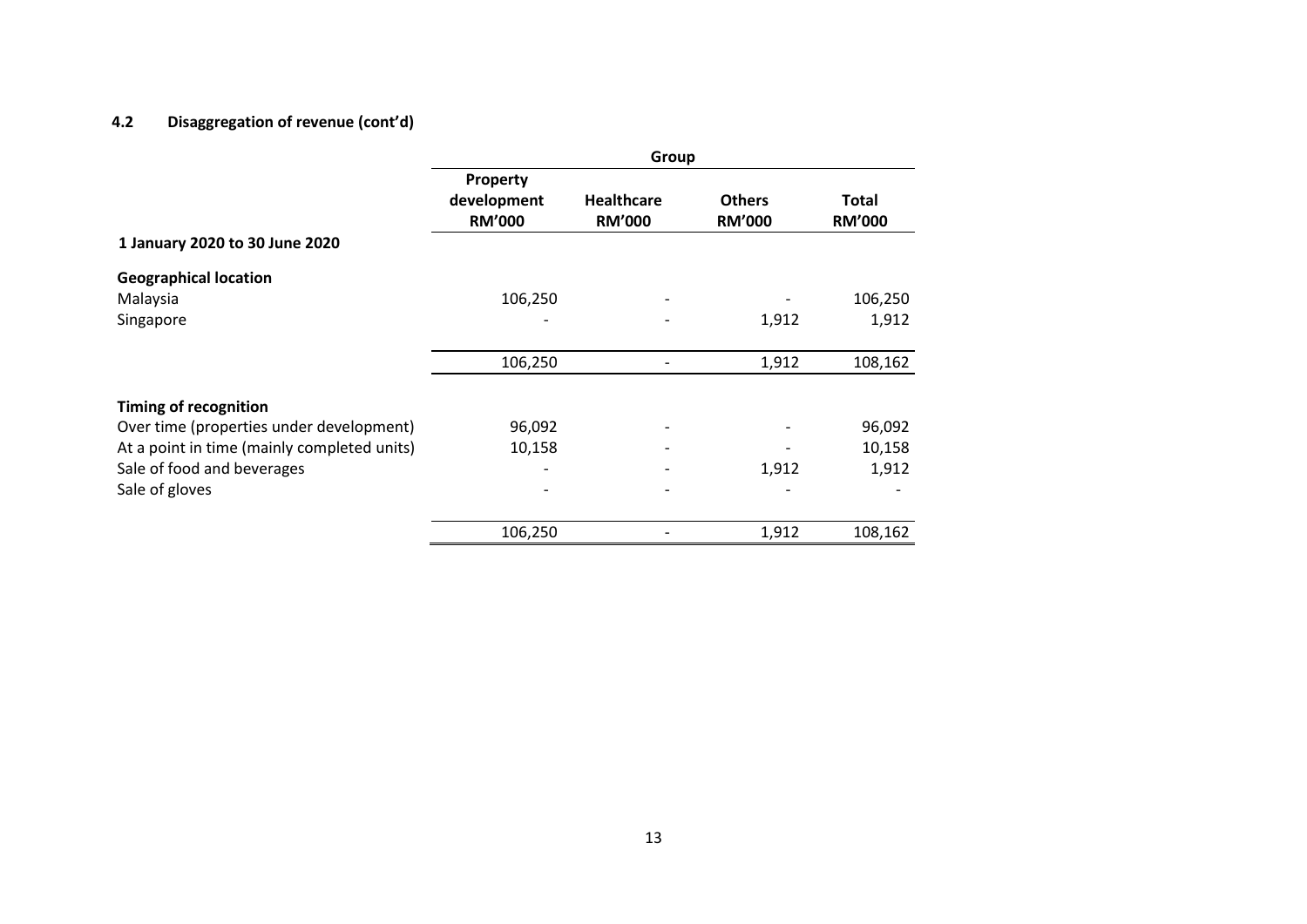### 4.2 Disaggregation of revenue (cont'd)

| | Group | | | |
|---|---|---|---|---|
| | **Property development RM'000** | **Healthcare RM'000** | **Others RM'000** | **Total RM'000** |
| **1 January 2020 to 30 June 2020** | | | | |
| **Geographical location** | | | | |
| Malaysia | 106,250 | - | - | 106,250 |
| Singapore | - | - | 1,912 | 1,912 |
| | 106,250 | - | 1,912 | 108,162 |
| **Timing of recognition** | | | | |
| Over time (properties under development) | 96,092 | - | - | 96,092 |
| At a point in time (mainly completed units) | 10,158 | - | - | 10,158 |
| Sale of food and beverages | - | - | 1,912 | 1,912 |
| Sale of gloves | - | - | - | - |
| | 106,250 | - | 1,912 | 108,162 |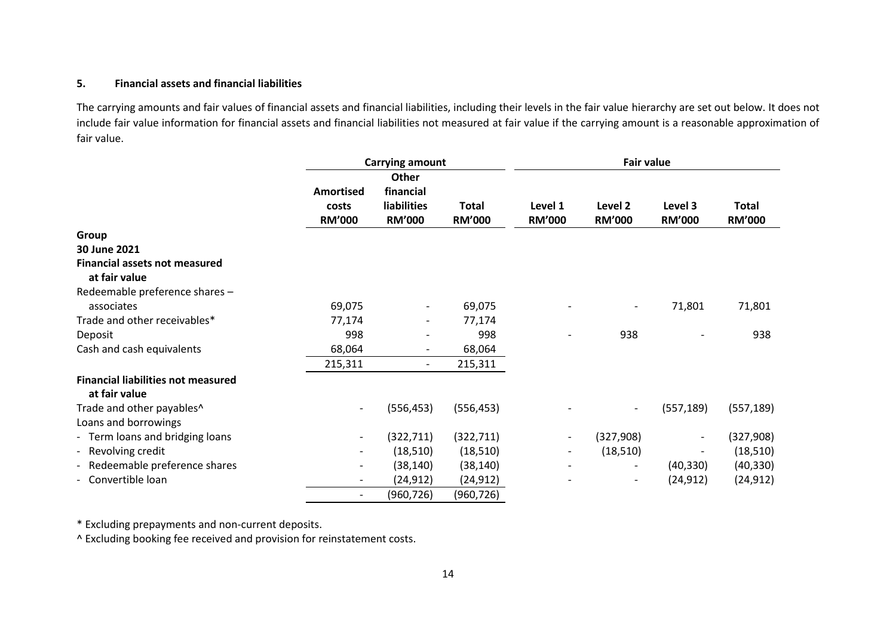## 5. Financial assets and financial liabilities

The carrying amounts and fair values of financial assets and financial liabilities, including their levels in the fair value hierarchy are set out below. It does not include fair value information for financial assets and financial liabilities not measured at fair value if the carrying amount is a reasonable approximation of fair value.

| | Carrying amount | | | Fair value | | | |
|---|---|---|---|---|---|---|---|
| | Amortised costs RM'000 | Other financial liabilities RM'000 | Total RM'000 | Level 1 RM'000 | Level 2 RM'000 | Level 3 RM'000 | Total RM'000 |
| **Group** | | | | | | | |
| **30 June 2021** | | | | | | | |
| **Financial assets not measured at fair value** | | | | | | | |
| Redeemable preference shares – associates | 69,075 | - | 69,075 | - | - | 71,801 | 71,801 |
| Trade and other receivables* | 77,174 | - | 77,174 | | | | |
| Deposit | 998 | - | 998 | - | 938 | - | 938 |
| Cash and cash equivalents | 68,064 | - | 68,064 | | | | |
| | 215,311 | - | 215,311 | | | | |
| **Financial liabilities not measured at fair value** | | | | | | | |
| Trade and other payables^ | - | (556,453) | (556,453) | - | - | (557,189) | (557,189) |
| Loans and borrowings | | | | | | | |
| - Term loans and bridging loans | - | (322,711) | (322,711) | - | (327,908) | - | (327,908) |
| - Revolving credit | - | (18,510) | (18,510) | - | (18,510) | - | (18,510) |
| - Redeemable preference shares | - | (38,140) | (38,140) | - | - | (40,330) | (40,330) |
| - Convertible loan | - | (24,912) | (24,912) | - | - | (24,912) | (24,912) |
| | - | (960,726) | (960,726) | | | | |

\* Excluding prepayments and non-current deposits.

^ Excluding booking fee received and provision for reinstatement costs.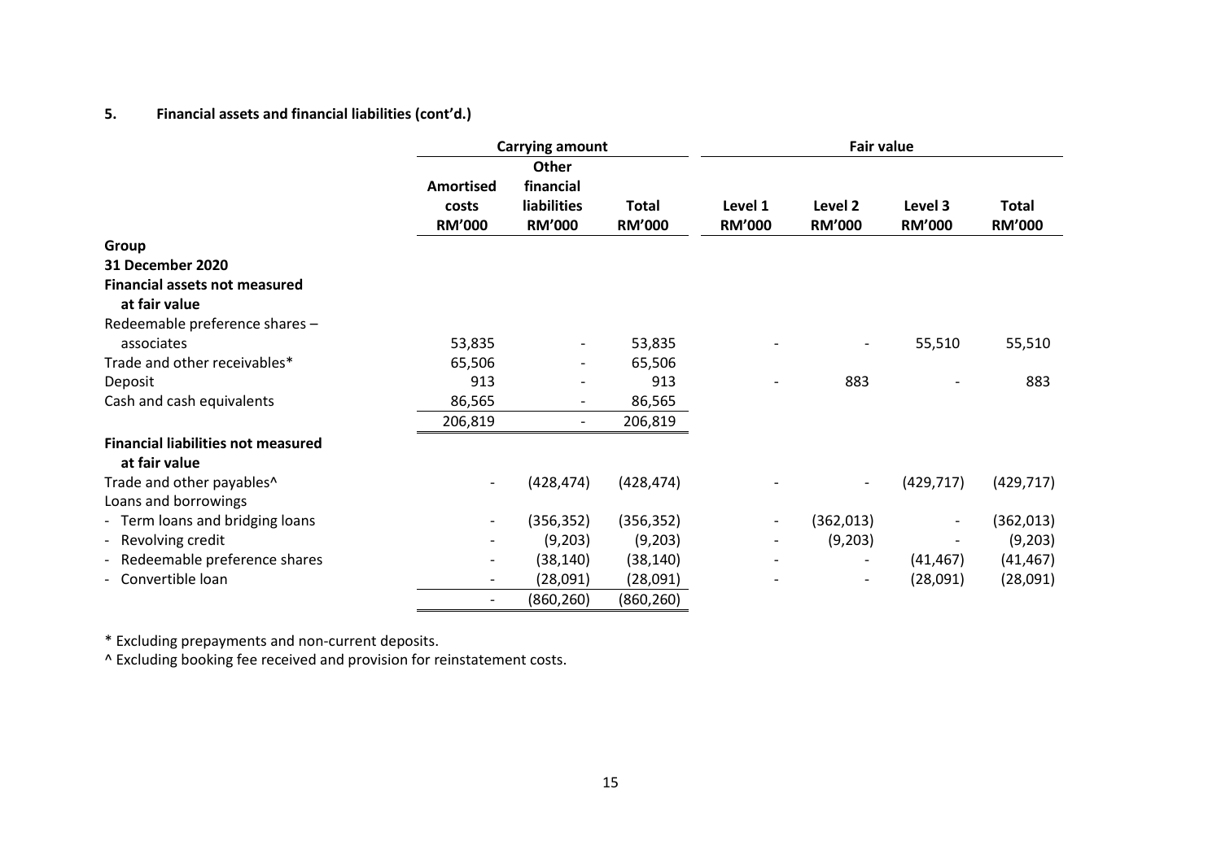## 5. Financial assets and financial liabilities (cont'd.)

| | Carrying amount | | | Fair value | | | |
|---|---|---|---|---|---|---|---|
| | Amortised costs RM'000 | Other financial liabilities RM'000 | Total RM'000 | Level 1 RM'000 | Level 2 RM'000 | Level 3 RM'000 | Total RM'000 |
| **Group** | | | | | | | |
| **31 December 2020** | | | | | | | |
| **Financial assets not measured at fair value** | | | | | | | |
| Redeemable preference shares – associates | 53,835 | - | 53,835 | - | - | 55,510 | 55,510 |
| Trade and other receivables* | 65,506 | - | 65,506 | | | | |
| Deposit | 913 | - | 913 | - | 883 | - | 883 |
| Cash and cash equivalents | 86,565 | - | 86,565 | | | | |
| | 206,819 | - | 206,819 | | | | |
| **Financial liabilities not measured at fair value** | | | | | | | |
| Trade and other payables^ | - | (428,474) | (428,474) | - | - | (429,717) | (429,717) |
| Loans and borrowings | | | | | | | |
| - Term loans and bridging loans | - | (356,352) | (356,352) | - | (362,013) | - | (362,013) |
| - Revolving credit | - | (9,203) | (9,203) | - | (9,203) | - | (9,203) |
| - Redeemable preference shares | - | (38,140) | (38,140) | - | - | (41,467) | (41,467) |
| - Convertible loan | - | (28,091) | (28,091) | - | - | (28,091) | (28,091) |
| | - | (860,260) | (860,260) | | | | |

\* Excluding prepayments and non-current deposits.

^ Excluding booking fee received and provision for reinstatement costs.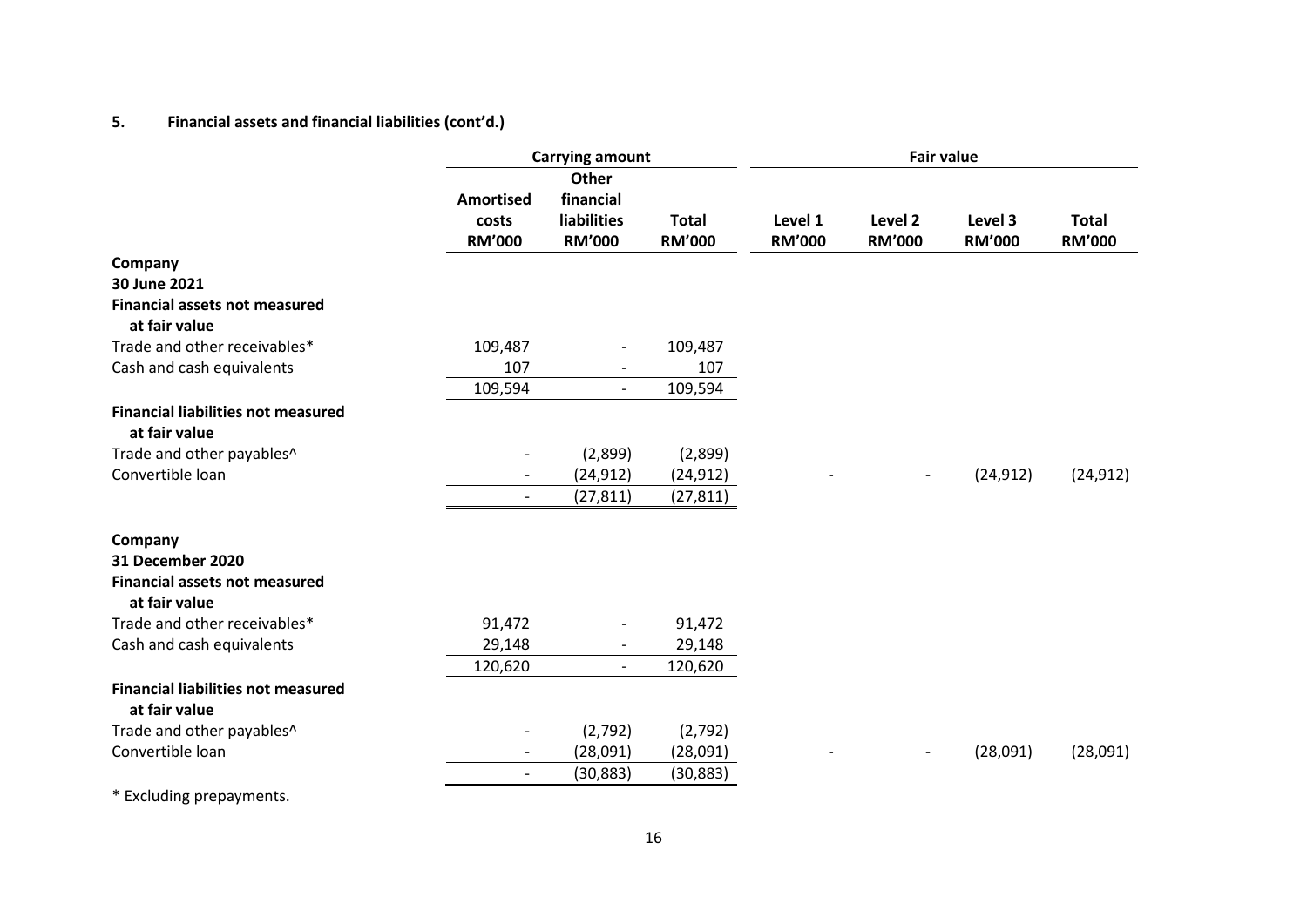## 5. Financial assets and financial liabilities (cont'd.)

| | Carrying amount | | | Fair value | | | |
|---|---|---|---|---|---|---|---|
| | Amortised costs RM'000 | Other financial liabilities RM'000 | Total RM'000 | Level 1 RM'000 | Level 2 RM'000 | Level 3 RM'000 | Total RM'000 |
| **Company** | | | | | | | |
| **30 June 2021** | | | | | | | |
| **Financial assets not measured at fair value** | | | | | | | |
| Trade and other receivables* | 109,487 | - | 109,487 | | | | |
| Cash and cash equivalents | 107 | - | 107 | | | | |
| | 109,594 | - | 109,594 | | | | |
| **Financial liabilities not measured at fair value** | | | | | | | |
| Trade and other payables^ | - | (2,899) | (2,899) | | | | |
| Convertible loan | - | (24,912) | (24,912) | - | - | (24,912) | (24,912) |
| | - | (27,811) | (27,811) | | | | |
| **Company** | | | | | | | |
| **31 December 2020** | | | | | | | |
| **Financial assets not measured at fair value** | | | | | | | |
| Trade and other receivables* | 91,472 | - | 91,472 | | | | |
| Cash and cash equivalents | 29,148 | - | 29,148 | | | | |
| | 120,620 | - | 120,620 | | | | |
| **Financial liabilities not measured at fair value** | | | | | | | |
| Trade and other payables^ | - | (2,792) | (2,792) | | | | |
| Convertible loan | - | (28,091) | (28,091) | - | - | (28,091) | (28,091) |
| | - | (30,883) | (30,883) | | | | |

* Excluding prepayments.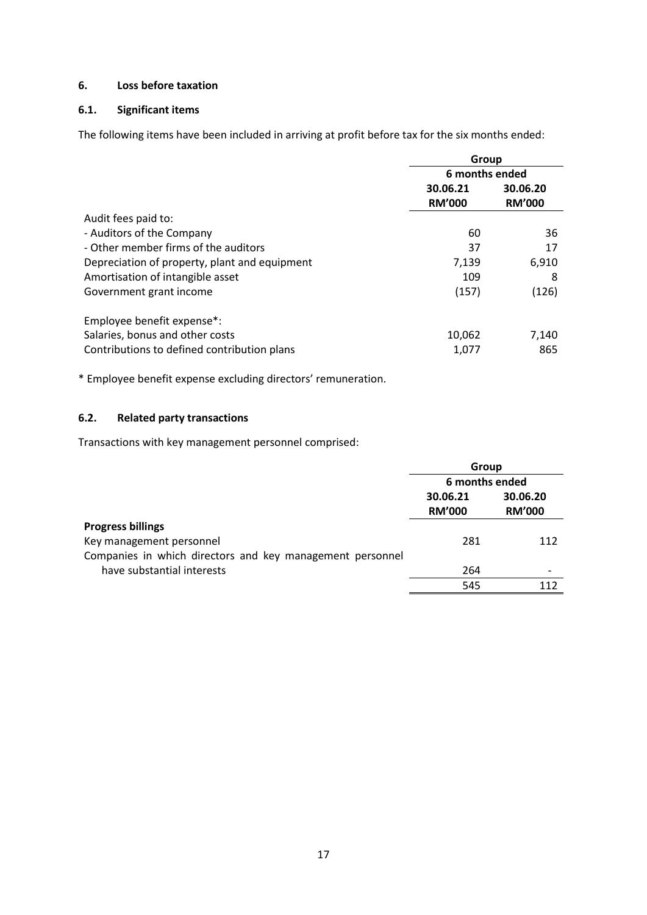## 6. Loss before taxation

### 6.1. Significant items

The following items have been included in arriving at profit before tax for the six months ended:

| | Group | |
|---|---|---|
| | 6 months ended | |
| | 30.06.21 | 30.06.20 |
| | RM'000 | RM'000 |
| Audit fees paid to: | | |
| - Auditors of the Company | 60 | 36 |
| - Other member firms of the auditors | 37 | 17 |
| Depreciation of property, plant and equipment | 7,139 | 6,910 |
| Amortisation of intangible asset | 109 | 8 |
| Government grant income | (157) | (126) |
| Employee benefit expense*: | | |
| Salaries, bonus and other costs | 10,062 | 7,140 |
| Contributions to defined contribution plans | 1,077 | 865 |

\* Employee benefit expense excluding directors' remuneration.

### 6.2. Related party transactions

Transactions with key management personnel comprised:

| | Group | |
|---|---|---|
| | 6 months ended | |
| | 30.06.21 | 30.06.20 |
| | RM'000 | RM'000 |
| **Progress billings** | | |
| Key management personnel | 281 | 112 |
| Companies in which directors and key management personnel have substantial interests | 264 | - |
| | 545 | 112 |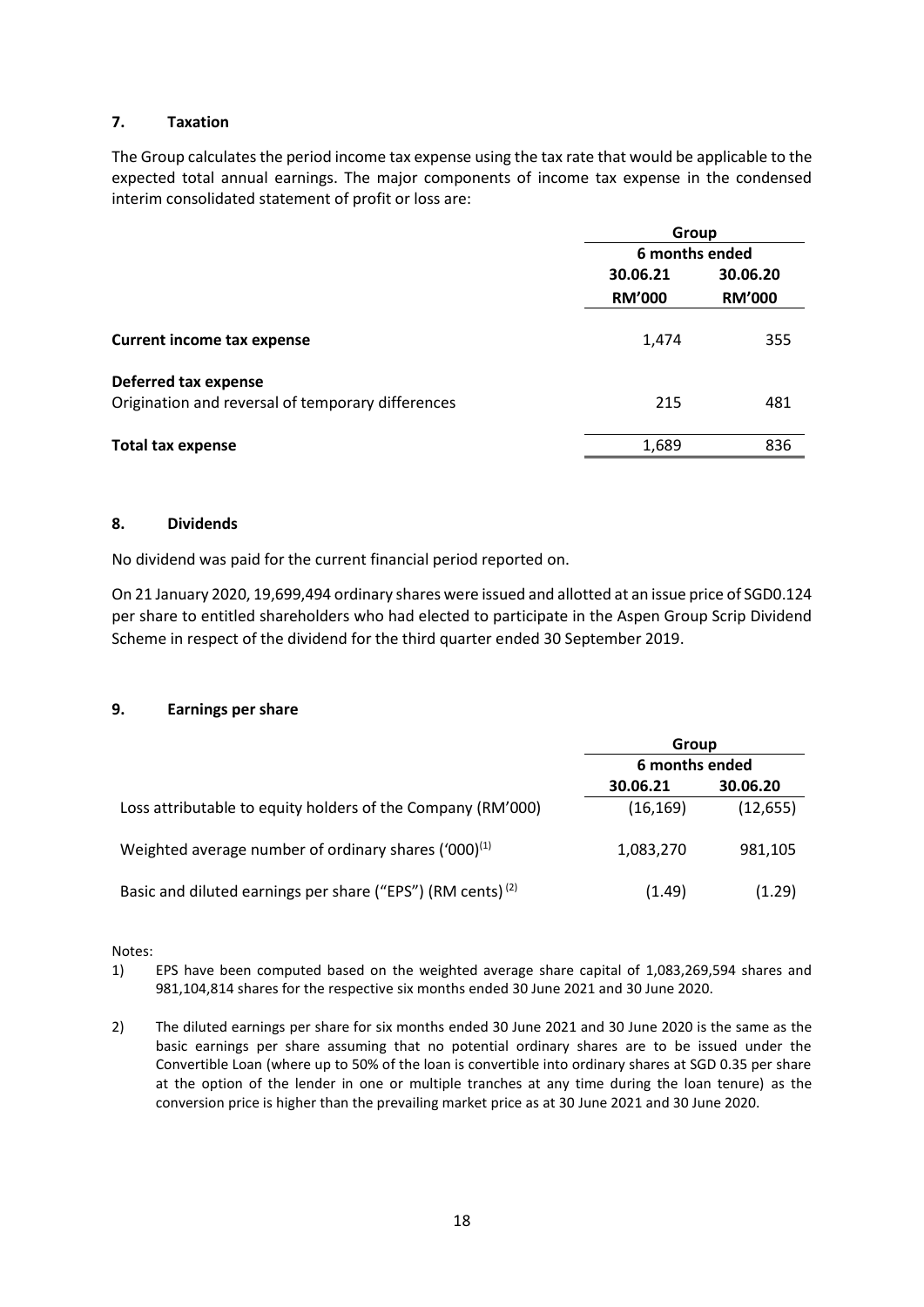## 7. Taxation

The Group calculates the period income tax expense using the tax rate that would be applicable to the expected total annual earnings. The major components of income tax expense in the condensed interim consolidated statement of profit or loss are:

| | Group | |
|---|---|---|
| | 6 months ended | |
| | 30.06.21 | 30.06.20 |
| | RM'000 | RM'000 |
| **Current income tax expense** | 1,474 | 355 |
| **Deferred tax expense** | | |
| Origination and reversal of temporary differences | 215 | 481 |
| **Total tax expense** | 1,689 | 836 |

## 8. Dividends

No dividend was paid for the current financial period reported on.

On 21 January 2020, 19,699,494 ordinary shares were issued and allotted at an issue price of SGD0.124 per share to entitled shareholders who had elected to participate in the Aspen Group Scrip Dividend Scheme in respect of the dividend for the third quarter ended 30 September 2019.

## 9. Earnings per share

| | Group | |
|---|---|---|
| | 6 months ended | |
| | 30.06.21 | 30.06.20 |
| Loss attributable to equity holders of the Company (RM'000) | (16,169) | (12,655) |
| Weighted average number of ordinary shares ('000)[1] | 1,083,270 | 981,105 |
| Basic and diluted earnings per share ("EPS") (RM cents) [2] | (1.49) | (1.29) |

Notes:

1) EPS have been computed based on the weighted average share capital of 1,083,269,594 shares and 981,104,814 shares for the respective six months ended 30 June 2021 and 30 June 2020.

2) The diluted earnings per share for six months ended 30 June 2021 and 30 June 2020 is the same as the basic earnings per share assuming that no potential ordinary shares are to be issued under the Convertible Loan (where up to 50% of the loan is convertible into ordinary shares at SGD 0.35 per share at the option of the lender in one or multiple tranches at any time during the loan tenure) as the conversion price is higher than the prevailing market price as at 30 June 2021 and 30 June 2020.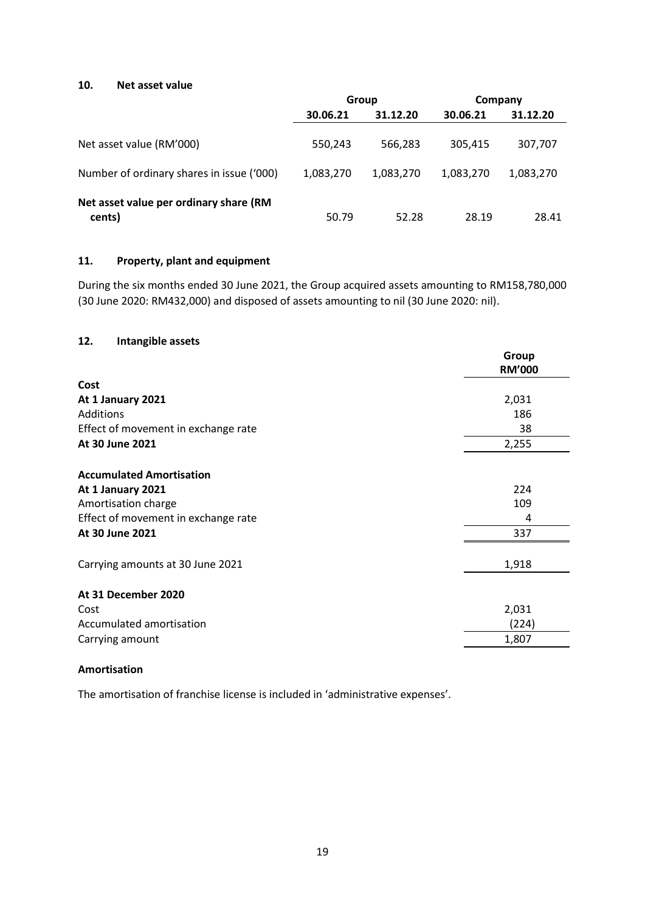## 10. Net asset value

| | Group | | Company | |
|---|---|---|---|---|
| | **30.06.21** | **31.12.20** | **30.06.21** | **31.12.20** |
| Net asset value (RM'000) | 550,243 | 566,283 | 305,415 | 307,707 |
| Number of ordinary shares in issue ('000) | 1,083,270 | 1,083,270 | 1,083,270 | 1,083,270 |
| **Net asset value per ordinary share (RM cents)** | 50.79 | 52.28 | 28.19 | 28.41 |

## 11. Property, plant and equipment

During the six months ended 30 June 2021, the Group acquired assets amounting to RM158,780,000 (30 June 2020: RM432,000) and disposed of assets amounting to nil (30 June 2020: nil).

## 12. Intangible assets

| | Group RM'000 |
|---|---|
| **Cost** | |
| **At 1 January 2021** | 2,031 |
| Additions | 186 |
| Effect of movement in exchange rate | 38 |
| **At 30 June 2021** | 2,255 |
| | |
| **Accumulated Amortisation** | |
| **At 1 January 2021** | 224 |
| Amortisation charge | 109 |
| Effect of movement in exchange rate | 4 |
| **At 30 June 2021** | 337 |
| | |
| Carrying amounts at 30 June 2021 | 1,918 |
| | |
| **At 31 December 2020** | |
| Cost | 2,031 |
| Accumulated amortisation | (224) |
| Carrying amount | 1,807 |

**Amortisation**

The amortisation of franchise license is included in 'administrative expenses'.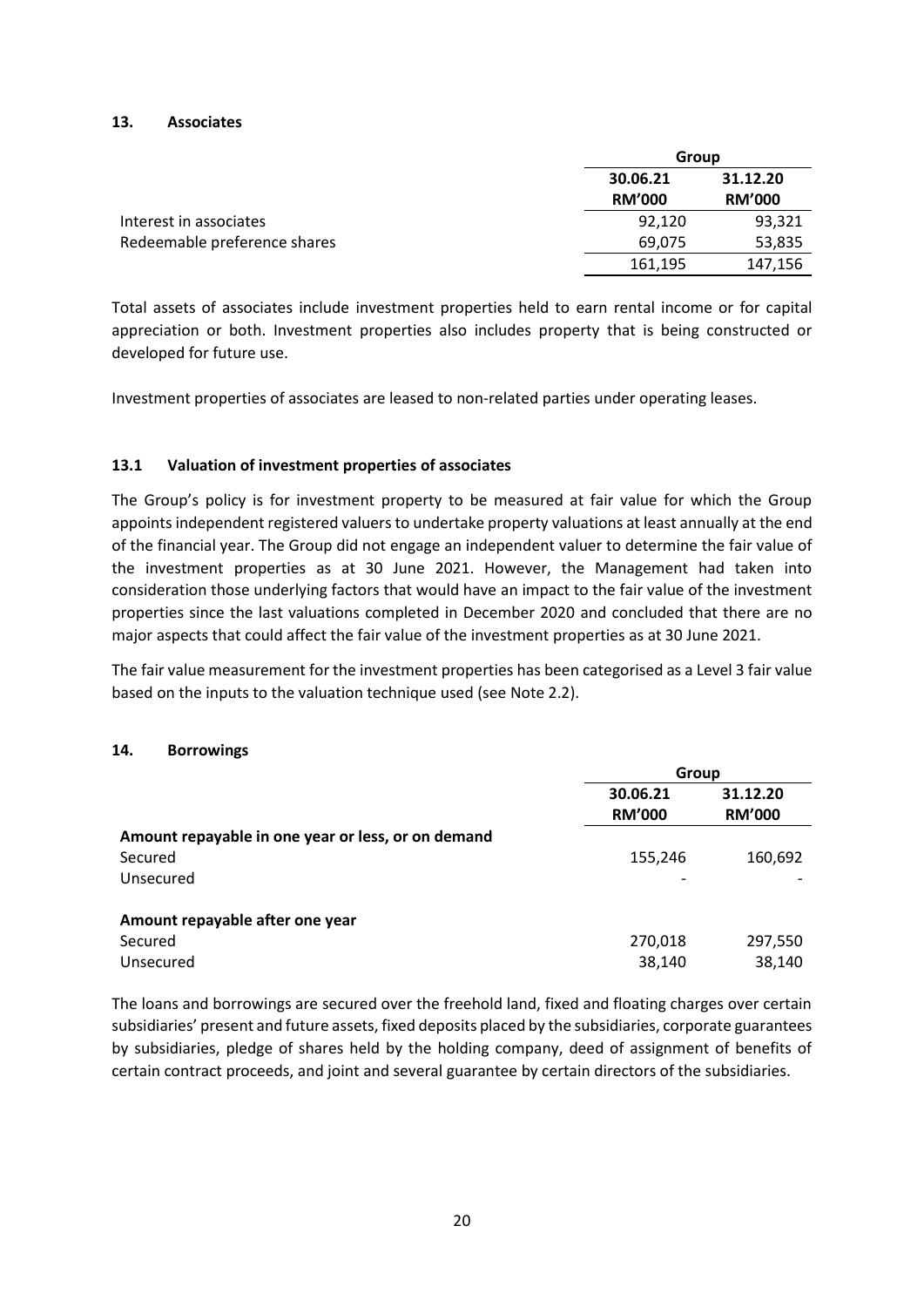## 13. Associates

| | Group | |
|---|---|---|
| | 30.06.21 RM'000 | 31.12.20 RM'000 |
| Interest in associates | 92,120 | 93,321 |
| Redeemable preference shares | 69,075 | 53,835 |
| | 161,195 | 147,156 |

Total assets of associates include investment properties held to earn rental income or for capital appreciation or both. Investment properties also includes property that is being constructed or developed for future use.

Investment properties of associates are leased to non-related parties under operating leases.

### 13.1 Valuation of investment properties of associates

The Group's policy is for investment property to be measured at fair value for which the Group appoints independent registered valuers to undertake property valuations at least annually at the end of the financial year. The Group did not engage an independent valuer to determine the fair value of the investment properties as at 30 June 2021. However, the Management had taken into consideration those underlying factors that would have an impact to the fair value of the investment properties since the last valuations completed in December 2020 and concluded that there are no major aspects that could affect the fair value of the investment properties as at 30 June 2021.

The fair value measurement for the investment properties has been categorised as a Level 3 fair value based on the inputs to the valuation technique used (see Note 2.2).

## 14. Borrowings

| | Group | |
|---|---|---|
| | 30.06.21 RM'000 | 31.12.20 RM'000 |
| **Amount repayable in one year or less, or on demand** | | |
| Secured | 155,246 | 160,692 |
| Unsecured | - | - |
| **Amount repayable after one year** | | |
| Secured | 270,018 | 297,550 |
| Unsecured | 38,140 | 38,140 |

The loans and borrowings are secured over the freehold land, fixed and floating charges over certain subsidiaries' present and future assets, fixed deposits placed by the subsidiaries, corporate guarantees by subsidiaries, pledge of shares held by the holding company, deed of assignment of benefits of certain contract proceeds, and joint and several guarantee by certain directors of the subsidiaries.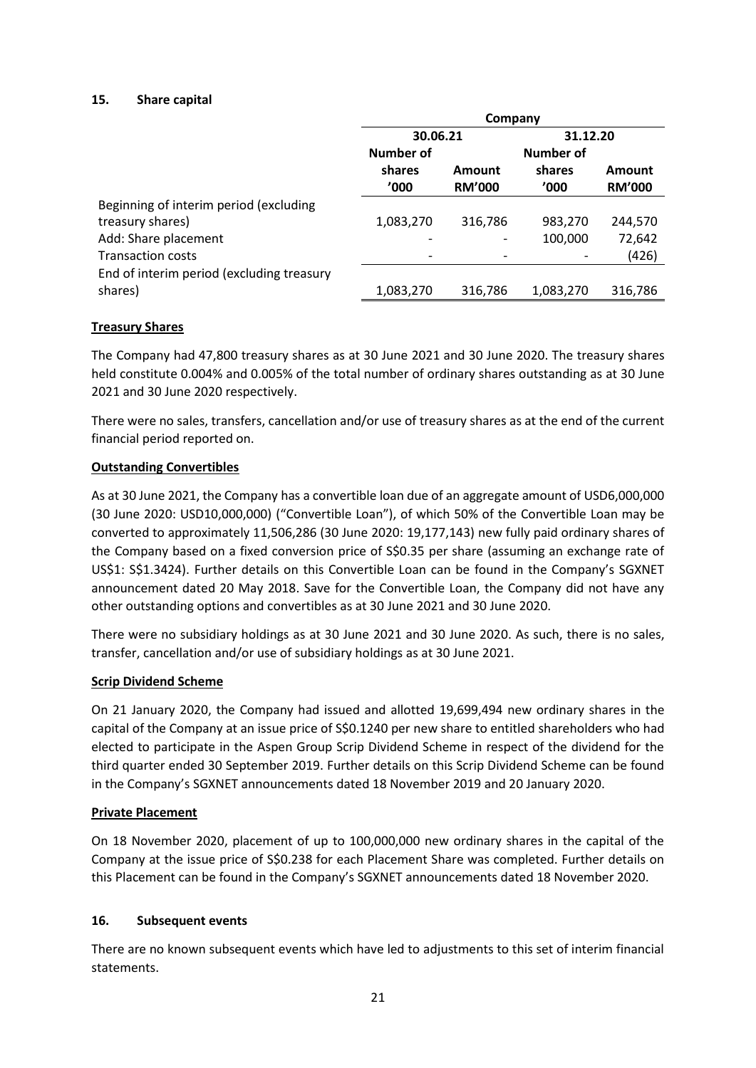## 15. Share capital

| | Company | | | |
|---|---|---|---|---|
| | 30.06.21 | | 31.12.20 | |
| | Number of shares '000 | Amount RM'000 | Number of shares '000 | Amount RM'000 |
| Beginning of interim period (excluding treasury shares) | 1,083,270 | 316,786 | 983,270 | 244,570 |
| Add: Share placement | - | - | 100,000 | 72,642 |
| Transaction costs | - | - | - | (426) |
| End of interim period (excluding treasury shares) | 1,083,270 | 316,786 | 1,083,270 | 316,786 |

**Treasury Shares**

The Company had 47,800 treasury shares as at 30 June 2021 and 30 June 2020. The treasury shares held constitute 0.004% and 0.005% of the total number of ordinary shares outstanding as at 30 June 2021 and 30 June 2020 respectively.

There were no sales, transfers, cancellation and/or use of treasury shares as at the end of the current financial period reported on.

**Outstanding Convertibles**

As at 30 June 2021, the Company has a convertible loan due of an aggregate amount of USD6,000,000 (30 June 2020: USD10,000,000) ("Convertible Loan"), of which 50% of the Convertible Loan may be converted to approximately 11,506,286 (30 June 2020: 19,177,143) new fully paid ordinary shares of the Company based on a fixed conversion price of S$0.35 per share (assuming an exchange rate of US$1: S$1.3424). Further details on this Convertible Loan can be found in the Company's SGXNET announcement dated 20 May 2018. Save for the Convertible Loan, the Company did not have any other outstanding options and convertibles as at 30 June 2021 and 30 June 2020.

There were no subsidiary holdings as at 30 June 2021 and 30 June 2020. As such, there is no sales, transfer, cancellation and/or use of subsidiary holdings as at 30 June 2021.

**Scrip Dividend Scheme**

On 21 January 2020, the Company had issued and allotted 19,699,494 new ordinary shares in the capital of the Company at an issue price of S$0.1240 per new share to entitled shareholders who had elected to participate in the Aspen Group Scrip Dividend Scheme in respect of the dividend for the third quarter ended 30 September 2019. Further details on this Scrip Dividend Scheme can be found in the Company's SGXNET announcements dated 18 November 2019 and 20 January 2020.

**Private Placement**

On 18 November 2020, placement of up to 100,000,000 new ordinary shares in the capital of the Company at the issue price of S$0.238 for each Placement Share was completed. Further details on this Placement can be found in the Company's SGXNET announcements dated 18 November 2020.

## 16. Subsequent events

There are no known subsequent events which have led to adjustments to this set of interim financial statements.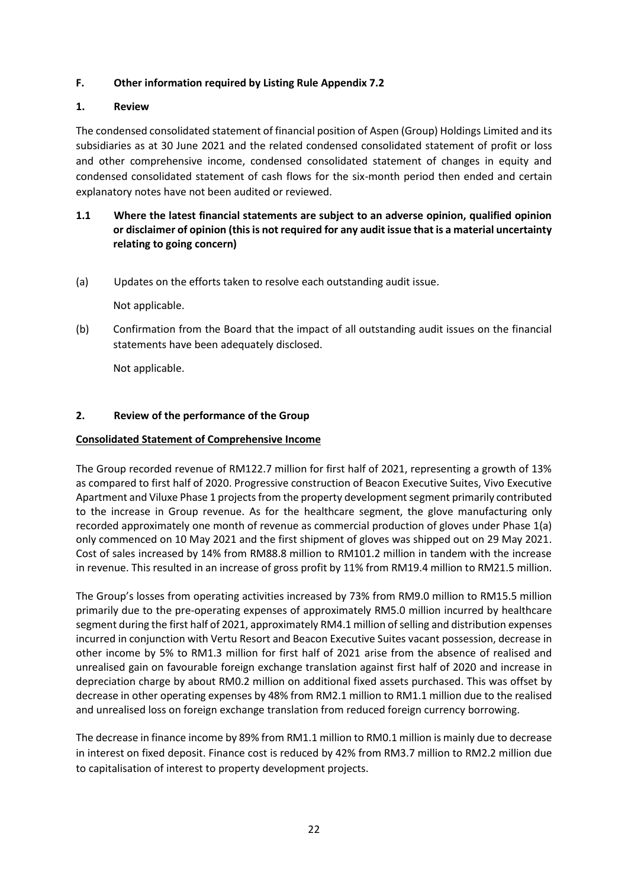## F. Other information required by Listing Rule Appendix 7.2

### 1. Review

The condensed consolidated statement of financial position of Aspen (Group) Holdings Limited and its subsidiaries as at 30 June 2021 and the related condensed consolidated statement of profit or loss and other comprehensive income, condensed consolidated statement of changes in equity and condensed consolidated statement of cash flows for the six-month period then ended and certain explanatory notes have not been audited or reviewed.

### 1.1 Where the latest financial statements are subject to an adverse opinion, qualified opinion or disclaimer of opinion (this is not required for any audit issue that is a material uncertainty relating to going concern)

(a) Updates on the efforts taken to resolve each outstanding audit issue.

Not applicable.

(b) Confirmation from the Board that the impact of all outstanding audit issues on the financial statements have been adequately disclosed.

Not applicable.

### 2. Review of the performance of the Group

**Consolidated Statement of Comprehensive Income**

The Group recorded revenue of RM122.7 million for first half of 2021, representing a growth of 13% as compared to first half of 2020. Progressive construction of Beacon Executive Suites, Vivo Executive Apartment and Viluxe Phase 1 projects from the property development segment primarily contributed to the increase in Group revenue. As for the healthcare segment, the glove manufacturing only recorded approximately one month of revenue as commercial production of gloves under Phase 1(a) only commenced on 10 May 2021 and the first shipment of gloves was shipped out on 29 May 2021. Cost of sales increased by 14% from RM88.8 million to RM101.2 million in tandem with the increase in revenue. This resulted in an increase of gross profit by 11% from RM19.4 million to RM21.5 million.

The Group's losses from operating activities increased by 73% from RM9.0 million to RM15.5 million primarily due to the pre-operating expenses of approximately RM5.0 million incurred by healthcare segment during the first half of 2021, approximately RM4.1 million of selling and distribution expenses incurred in conjunction with Vertu Resort and Beacon Executive Suites vacant possession, decrease in other income by 5% to RM1.3 million for first half of 2021 arise from the absence of realised and unrealised gain on favourable foreign exchange translation against first half of 2020 and increase in depreciation charge by about RM0.2 million on additional fixed assets purchased. This was offset by decrease in other operating expenses by 48% from RM2.1 million to RM1.1 million due to the realised and unrealised loss on foreign exchange translation from reduced foreign currency borrowing.

The decrease in finance income by 89% from RM1.1 million to RM0.1 million is mainly due to decrease in interest on fixed deposit. Finance cost is reduced by 42% from RM3.7 million to RM2.2 million due to capitalisation of interest to property development projects.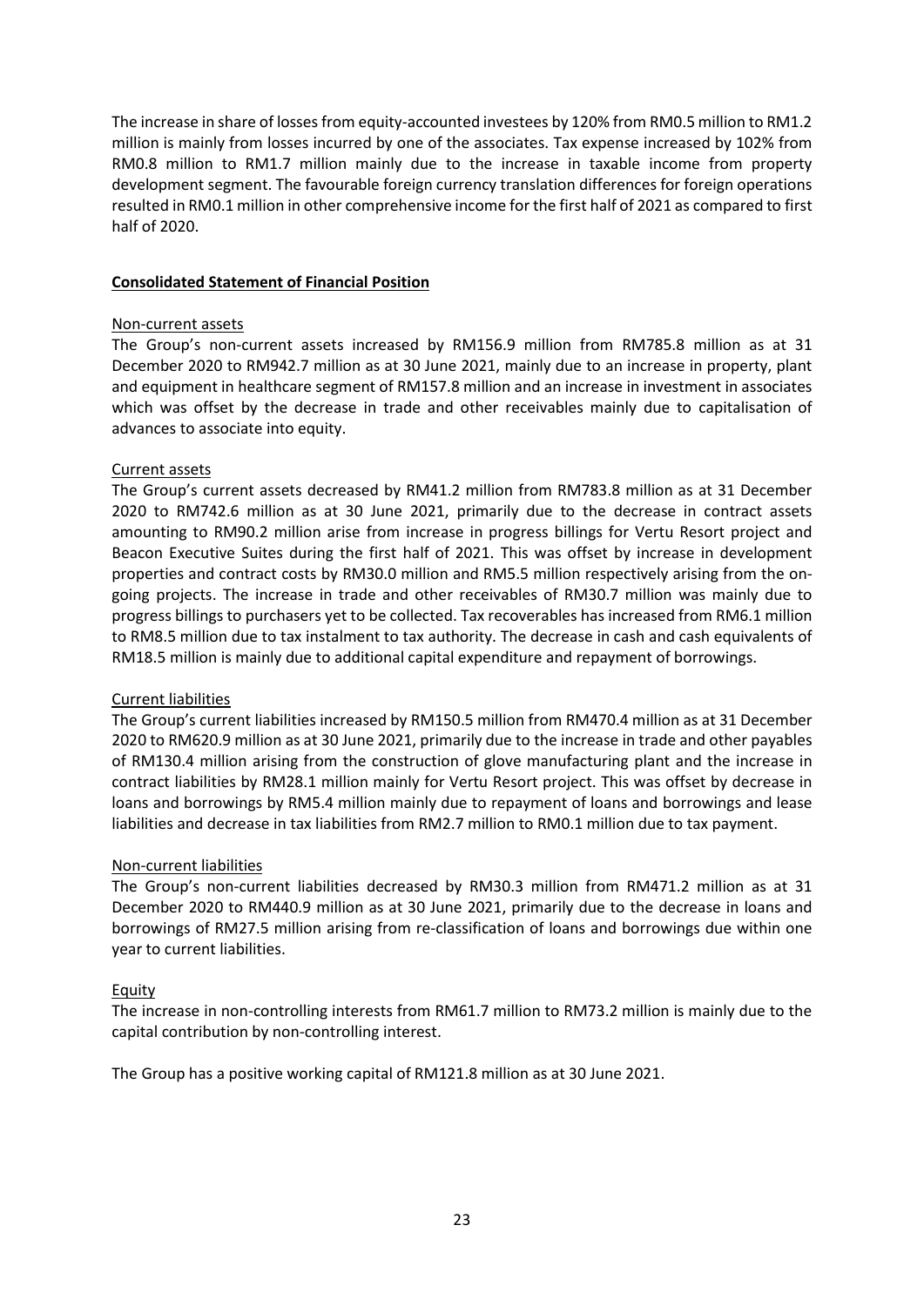The increase in share of losses from equity-accounted investees by 120% from RM0.5 million to RM1.2 million is mainly from losses incurred by one of the associates. Tax expense increased by 102% from RM0.8 million to RM1.7 million mainly due to the increase in taxable income from property development segment. The favourable foreign currency translation differences for foreign operations resulted in RM0.1 million in other comprehensive income for the first half of 2021 as compared to first half of 2020.

**Consolidated Statement of Financial Position**

Non-current assets

The Group's non-current assets increased by RM156.9 million from RM785.8 million as at 31 December 2020 to RM942.7 million as at 30 June 2021, mainly due to an increase in property, plant and equipment in healthcare segment of RM157.8 million and an increase in investment in associates which was offset by the decrease in trade and other receivables mainly due to capitalisation of advances to associate into equity.

Current assets

The Group's current assets decreased by RM41.2 million from RM783.8 million as at 31 December 2020 to RM742.6 million as at 30 June 2021, primarily due to the decrease in contract assets amounting to RM90.2 million arise from increase in progress billings for Vertu Resort project and Beacon Executive Suites during the first half of 2021. This was offset by increase in development properties and contract costs by RM30.0 million and RM5.5 million respectively arising from the on-going projects. The increase in trade and other receivables of RM30.7 million was mainly due to progress billings to purchasers yet to be collected. Tax recoverables has increased from RM6.1 million to RM8.5 million due to tax instalment to tax authority. The decrease in cash and cash equivalents of RM18.5 million is mainly due to additional capital expenditure and repayment of borrowings.

Current liabilities

The Group's current liabilities increased by RM150.5 million from RM470.4 million as at 31 December 2020 to RM620.9 million as at 30 June 2021, primarily due to the increase in trade and other payables of RM130.4 million arising from the construction of glove manufacturing plant and the increase in contract liabilities by RM28.1 million mainly for Vertu Resort project. This was offset by decrease in loans and borrowings by RM5.4 million mainly due to repayment of loans and borrowings and lease liabilities and decrease in tax liabilities from RM2.7 million to RM0.1 million due to tax payment.

Non-current liabilities

The Group's non-current liabilities decreased by RM30.3 million from RM471.2 million as at 31 December 2020 to RM440.9 million as at 30 June 2021, primarily due to the decrease in loans and borrowings of RM27.5 million arising from re-classification of loans and borrowings due within one year to current liabilities.

Equity

The increase in non-controlling interests from RM61.7 million to RM73.2 million is mainly due to the capital contribution by non-controlling interest.

The Group has a positive working capital of RM121.8 million as at 30 June 2021.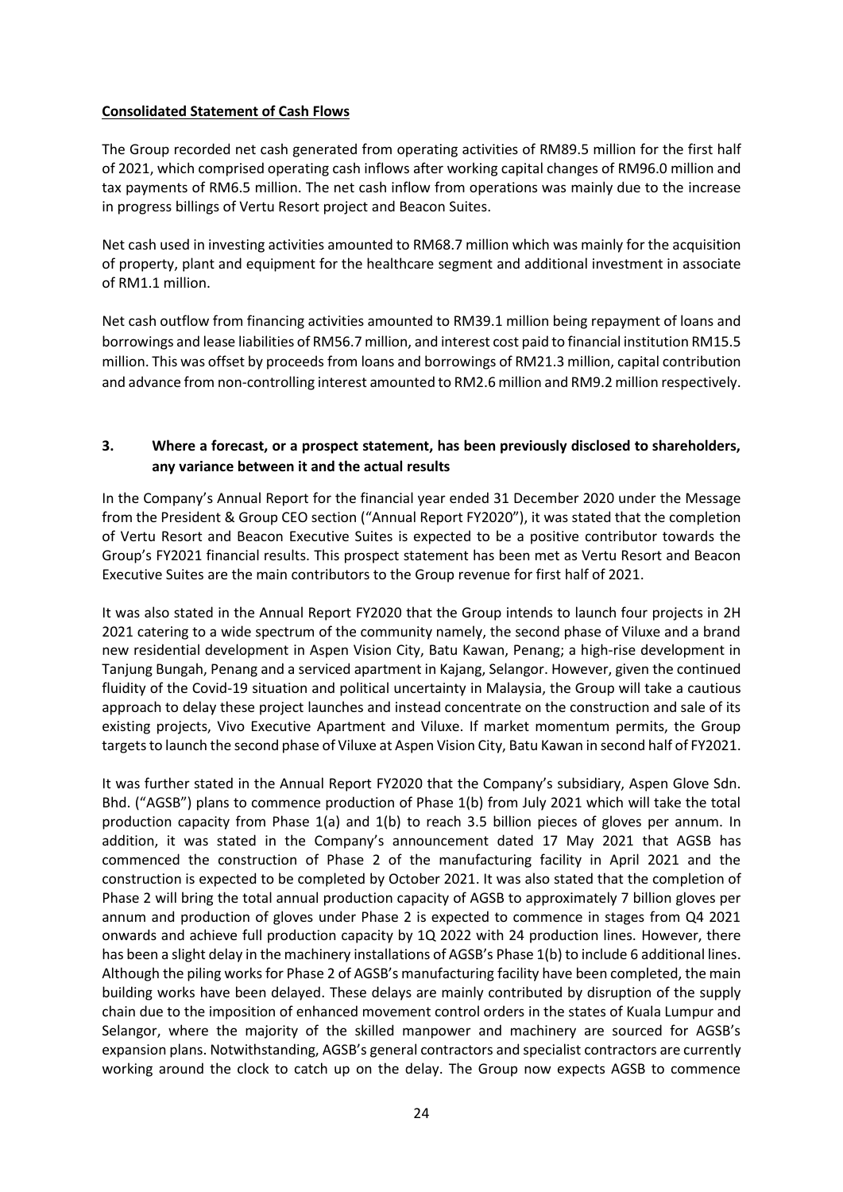**Consolidated Statement of Cash Flows**

The Group recorded net cash generated from operating activities of RM89.5 million for the first half of 2021, which comprised operating cash inflows after working capital changes of RM96.0 million and tax payments of RM6.5 million. The net cash inflow from operations was mainly due to the increase in progress billings of Vertu Resort project and Beacon Suites.

Net cash used in investing activities amounted to RM68.7 million which was mainly for the acquisition of property, plant and equipment for the healthcare segment and additional investment in associate of RM1.1 million.

Net cash outflow from financing activities amounted to RM39.1 million being repayment of loans and borrowings and lease liabilities of RM56.7 million, and interest cost paid to financial institution RM15.5 million. This was offset by proceeds from loans and borrowings of RM21.3 million, capital contribution and advance from non-controlling interest amounted to RM2.6 million and RM9.2 million respectively.

## 3. Where a forecast, or a prospect statement, has been previously disclosed to shareholders, any variance between it and the actual results

In the Company's Annual Report for the financial year ended 31 December 2020 under the Message from the President & Group CEO section ("Annual Report FY2020"), it was stated that the completion of Vertu Resort and Beacon Executive Suites is expected to be a positive contributor towards the Group's FY2021 financial results. This prospect statement has been met as Vertu Resort and Beacon Executive Suites are the main contributors to the Group revenue for first half of 2021.

It was also stated in the Annual Report FY2020 that the Group intends to launch four projects in 2H 2021 catering to a wide spectrum of the community namely, the second phase of Viluxe and a brand new residential development in Aspen Vision City, Batu Kawan, Penang; a high-rise development in Tanjung Bungah, Penang and a serviced apartment in Kajang, Selangor. However, given the continued fluidity of the Covid-19 situation and political uncertainty in Malaysia, the Group will take a cautious approach to delay these project launches and instead concentrate on the construction and sale of its existing projects, Vivo Executive Apartment and Viluxe. If market momentum permits, the Group targets to launch the second phase of Viluxe at Aspen Vision City, Batu Kawan in second half of FY2021.

It was further stated in the Annual Report FY2020 that the Company's subsidiary, Aspen Glove Sdn. Bhd. ("AGSB") plans to commence production of Phase 1(b) from July 2021 which will take the total production capacity from Phase 1(a) and 1(b) to reach 3.5 billion pieces of gloves per annum. In addition, it was stated in the Company's announcement dated 17 May 2021 that AGSB has commenced the construction of Phase 2 of the manufacturing facility in April 2021 and the construction is expected to be completed by October 2021. It was also stated that the completion of Phase 2 will bring the total annual production capacity of AGSB to approximately 7 billion gloves per annum and production of gloves under Phase 2 is expected to commence in stages from Q4 2021 onwards and achieve full production capacity by 1Q 2022 with 24 production lines. However, there has been a slight delay in the machinery installations of AGSB's Phase 1(b) to include 6 additional lines. Although the piling works for Phase 2 of AGSB's manufacturing facility have been completed, the main building works have been delayed. These delays are mainly contributed by disruption of the supply chain due to the imposition of enhanced movement control orders in the states of Kuala Lumpur and Selangor, where the majority of the skilled manpower and machinery are sourced for AGSB's expansion plans. Notwithstanding, AGSB's general contractors and specialist contractors are currently working around the clock to catch up on the delay. The Group now expects AGSB to commence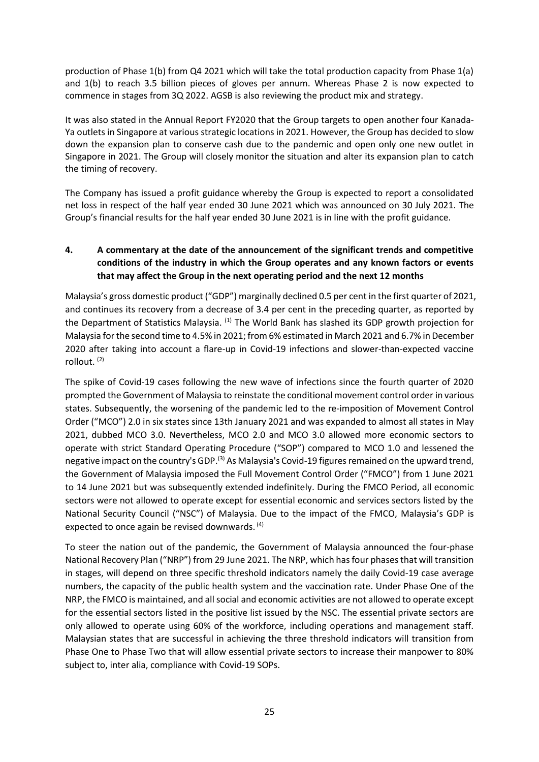production of Phase 1(b) from Q4 2021 which will take the total production capacity from Phase 1(a) and 1(b) to reach 3.5 billion pieces of gloves per annum. Whereas Phase 2 is now expected to commence in stages from 3Q 2022. AGSB is also reviewing the product mix and strategy.

It was also stated in the Annual Report FY2020 that the Group targets to open another four Kanada-Ya outlets in Singapore at various strategic locations in 2021. However, the Group has decided to slow down the expansion plan to conserve cash due to the pandemic and open only one new outlet in Singapore in 2021. The Group will closely monitor the situation and alter its expansion plan to catch the timing of recovery.

The Company has issued a profit guidance whereby the Group is expected to report a consolidated net loss in respect of the half year ended 30 June 2021 which was announced on 30 July 2021. The Group's financial results for the half year ended 30 June 2021 is in line with the profit guidance.

## 4. A commentary at the date of the announcement of the significant trends and competitive conditions of the industry in which the Group operates and any known factors or events that may affect the Group in the next operating period and the next 12 months

Malaysia's gross domestic product ("GDP") marginally declined 0.5 per cent in the first quarter of 2021, and continues its recovery from a decrease of 3.4 per cent in the preceding quarter, as reported by the Department of Statistics Malaysia. (1) The World Bank has slashed its GDP growth projection for Malaysia for the second time to 4.5% in 2021; from 6% estimated in March 2021 and 6.7% in December 2020 after taking into account a flare-up in Covid-19 infections and slower-than-expected vaccine rollout. (2)

The spike of Covid-19 cases following the new wave of infections since the fourth quarter of 2020 prompted the Government of Malaysia to reinstate the conditional movement control order in various states. Subsequently, the worsening of the pandemic led to the re-imposition of Movement Control Order ("MCO") 2.0 in six states since 13th January 2021 and was expanded to almost all states in May 2021, dubbed MCO 3.0. Nevertheless, MCO 2.0 and MCO 3.0 allowed more economic sectors to operate with strict Standard Operating Procedure ("SOP") compared to MCO 1.0 and lessened the negative impact on the country's GDP.(3) As Malaysia's Covid-19 figures remained on the upward trend, the Government of Malaysia imposed the Full Movement Control Order ("FMCO") from 1 June 2021 to 14 June 2021 but was subsequently extended indefinitely. During the FMCO Period, all economic sectors were not allowed to operate except for essential economic and services sectors listed by the National Security Council ("NSC") of Malaysia. Due to the impact of the FMCO, Malaysia's GDP is expected to once again be revised downwards. (4)

To steer the nation out of the pandemic, the Government of Malaysia announced the four-phase National Recovery Plan ("NRP") from 29 June 2021. The NRP, which has four phases that will transition in stages, will depend on three specific threshold indicators namely the daily Covid-19 case average numbers, the capacity of the public health system and the vaccination rate. Under Phase One of the NRP, the FMCO is maintained, and all social and economic activities are not allowed to operate except for the essential sectors listed in the positive list issued by the NSC. The essential private sectors are only allowed to operate using 60% of the workforce, including operations and management staff. Malaysian states that are successful in achieving the three threshold indicators will transition from Phase One to Phase Two that will allow essential private sectors to increase their manpower to 80% subject to, inter alia, compliance with Covid-19 SOPs.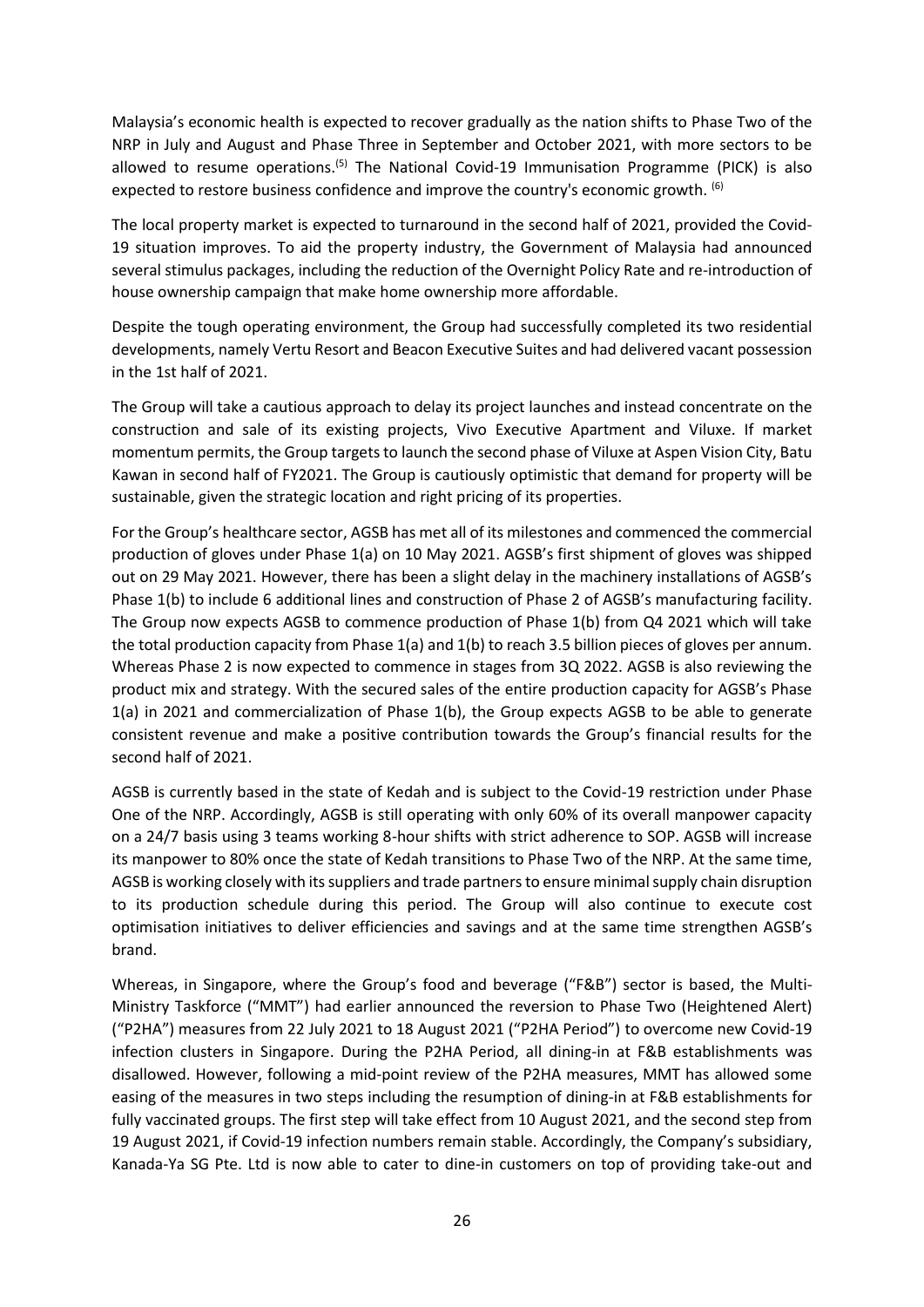Malaysia's economic health is expected to recover gradually as the nation shifts to Phase Two of the NRP in July and August and Phase Three in September and October 2021, with more sectors to be allowed to resume operations.[5] The National Covid-19 Immunisation Programme (PICK) is also expected to restore business confidence and improve the country's economic growth. [6]

The local property market is expected to turnaround in the second half of 2021, provided the Covid-19 situation improves. To aid the property industry, the Government of Malaysia had announced several stimulus packages, including the reduction of the Overnight Policy Rate and re-introduction of house ownership campaign that make home ownership more affordable.

Despite the tough operating environment, the Group had successfully completed its two residential developments, namely Vertu Resort and Beacon Executive Suites and had delivered vacant possession in the 1st half of 2021.

The Group will take a cautious approach to delay its project launches and instead concentrate on the construction and sale of its existing projects, Vivo Executive Apartment and Viluxe. If market momentum permits, the Group targets to launch the second phase of Viluxe at Aspen Vision City, Batu Kawan in second half of FY2021. The Group is cautiously optimistic that demand for property will be sustainable, given the strategic location and right pricing of its properties.

For the Group's healthcare sector, AGSB has met all of its milestones and commenced the commercial production of gloves under Phase 1(a) on 10 May 2021. AGSB's first shipment of gloves was shipped out on 29 May 2021. However, there has been a slight delay in the machinery installations of AGSB's Phase 1(b) to include 6 additional lines and construction of Phase 2 of AGSB's manufacturing facility. The Group now expects AGSB to commence production of Phase 1(b) from Q4 2021 which will take the total production capacity from Phase 1(a) and 1(b) to reach 3.5 billion pieces of gloves per annum. Whereas Phase 2 is now expected to commence in stages from 3Q 2022. AGSB is also reviewing the product mix and strategy. With the secured sales of the entire production capacity for AGSB's Phase 1(a) in 2021 and commercialization of Phase 1(b), the Group expects AGSB to be able to generate consistent revenue and make a positive contribution towards the Group's financial results for the second half of 2021.

AGSB is currently based in the state of Kedah and is subject to the Covid-19 restriction under Phase One of the NRP. Accordingly, AGSB is still operating with only 60% of its overall manpower capacity on a 24/7 basis using 3 teams working 8-hour shifts with strict adherence to SOP. AGSB will increase its manpower to 80% once the state of Kedah transitions to Phase Two of the NRP. At the same time, AGSB is working closely with its suppliers and trade partners to ensure minimal supply chain disruption to its production schedule during this period. The Group will also continue to execute cost optimisation initiatives to deliver efficiencies and savings and at the same time strengthen AGSB's brand.

Whereas, in Singapore, where the Group's food and beverage ("F&B") sector is based, the Multi-Ministry Taskforce ("MMT") had earlier announced the reversion to Phase Two (Heightened Alert) ("P2HA") measures from 22 July 2021 to 18 August 2021 ("P2HA Period") to overcome new Covid-19 infection clusters in Singapore. During the P2HA Period, all dining-in at F&B establishments was disallowed. However, following a mid-point review of the P2HA measures, MMT has allowed some easing of the measures in two steps including the resumption of dining-in at F&B establishments for fully vaccinated groups. The first step will take effect from 10 August 2021, and the second step from 19 August 2021, if Covid-19 infection numbers remain stable. Accordingly, the Company's subsidiary, Kanada-Ya SG Pte. Ltd is now able to cater to dine-in customers on top of providing take-out and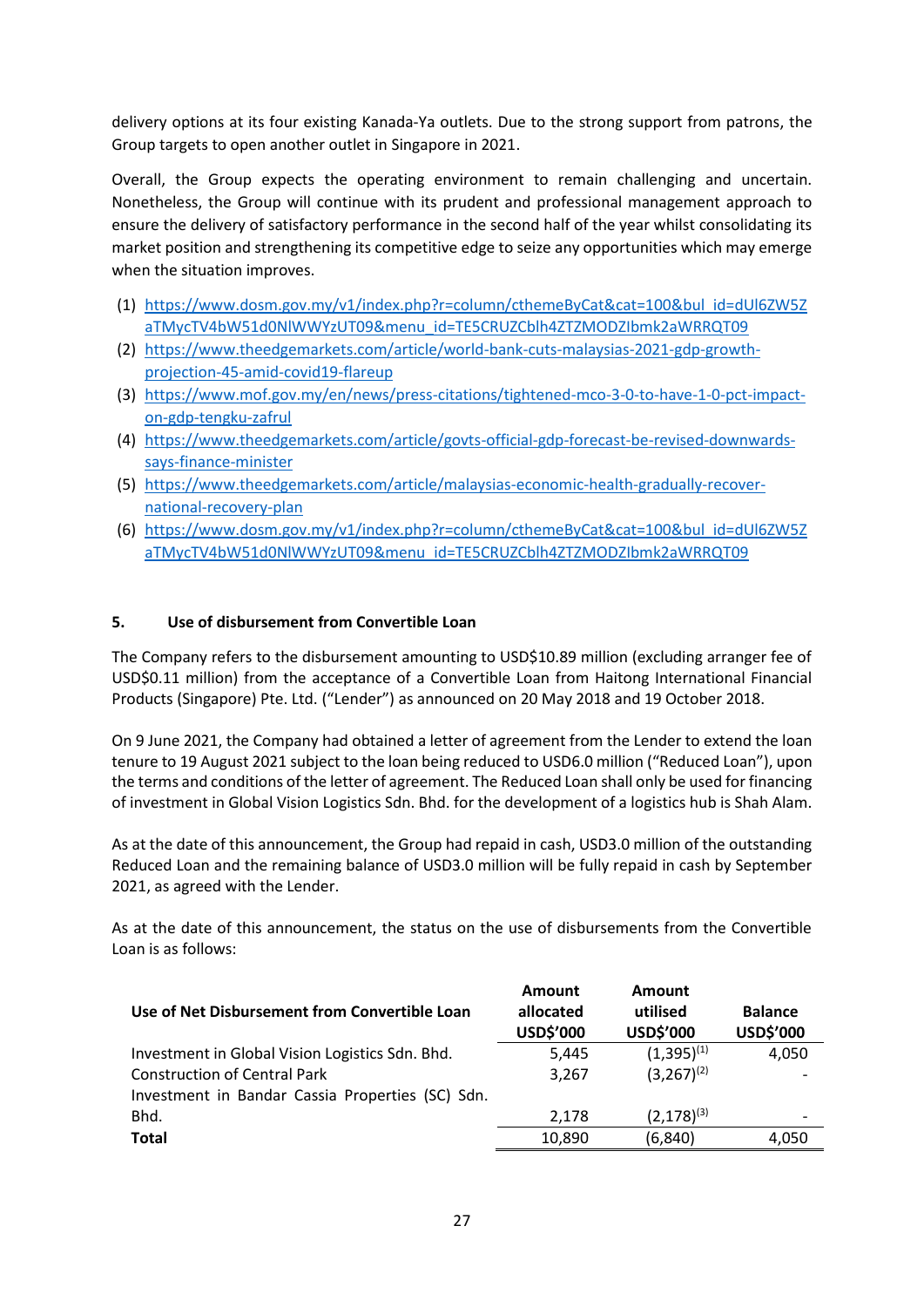delivery options at its four existing Kanada-Ya outlets. Due to the strong support from patrons, the Group targets to open another outlet in Singapore in 2021.

Overall, the Group expects the operating environment to remain challenging and uncertain. Nonetheless, the Group will continue with its prudent and professional management approach to ensure the delivery of satisfactory performance in the second half of the year whilst consolidating its market position and strengthening its competitive edge to seize any opportunities which may emerge when the situation improves.

(1) https://www.dosm.gov.my/v1/index.php?r=column/cthemeByCat&cat=100&bul_id=dUl6ZW5ZaTMycTV4bW51d0NlWWYzUT09&menu_id=TE5CRUZCblh4ZTZMODZIbmk2aWRRQT09
(2) https://www.theedgemarkets.com/article/world-bank-cuts-malaysias-2021-gdp-growth-projection-45-amid-covid19-flareup
(3) https://www.mof.gov.my/en/news/press-citations/tightened-mco-3-0-to-have-1-0-pct-impact-on-gdp-tengku-zafrul
(4) https://www.theedgemarkets.com/article/govts-official-gdp-forecast-be-revised-downwards-says-finance-minister
(5) https://www.theedgemarkets.com/article/malaysias-economic-health-gradually-recover-national-recovery-plan
(6) https://www.dosm.gov.my/v1/index.php?r=column/cthemeByCat&cat=100&bul_id=dUl6ZW5ZaTMycTV4bW51d0NlWWYzUT09&menu_id=TE5CRUZCblh4ZTZMODZIbmk2aWRRQT09

## 5. Use of disbursement from Convertible Loan

The Company refers to the disbursement amounting to USD$10.89 million (excluding arranger fee of USD$0.11 million) from the acceptance of a Convertible Loan from Haitong International Financial Products (Singapore) Pte. Ltd. ("Lender") as announced on 20 May 2018 and 19 October 2018.

On 9 June 2021, the Company had obtained a letter of agreement from the Lender to extend the loan tenure to 19 August 2021 subject to the loan being reduced to USD6.0 million ("Reduced Loan"), upon the terms and conditions of the letter of agreement. The Reduced Loan shall only be used for financing of investment in Global Vision Logistics Sdn. Bhd. for the development of a logistics hub is Shah Alam.

As at the date of this announcement, the Group had repaid in cash, USD3.0 million of the outstanding Reduced Loan and the remaining balance of USD3.0 million will be fully repaid in cash by September 2021, as agreed with the Lender.

As at the date of this announcement, the status on the use of disbursements from the Convertible Loan is as follows:

| Use of Net Disbursement from Convertible Loan | Amount allocated USD$'000 | Amount utilised USD$'000 | Balance USD$'000 |
|---|---|---|---|
| Investment in Global Vision Logistics Sdn. Bhd. | 5,445 | (1,395)[(1)] | 4,050 |
| Construction of Central Park | 3,267 | (3,267)[(2)] | - |
| Investment in Bandar Cassia Properties (SC) Sdn. Bhd. | 2,178 | (2,178)[(3)] | - |
| **Total** | 10,890 | (6,840) | 4,050 |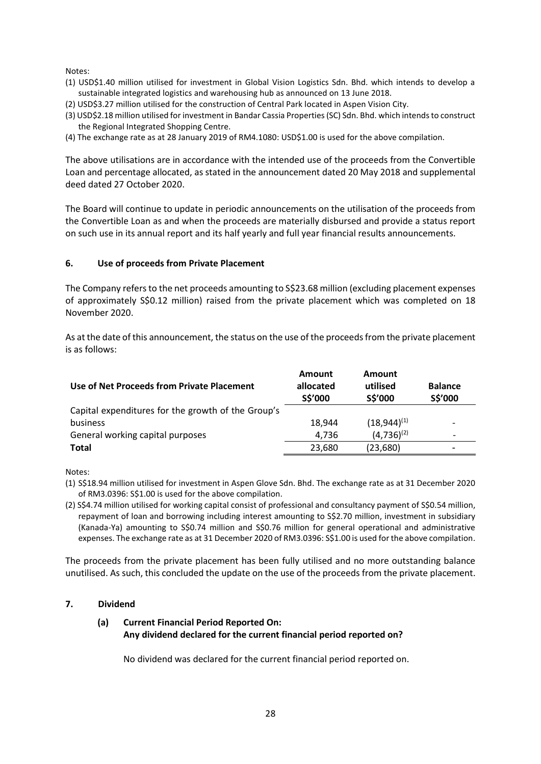Notes:

(1) USD$1.40 million utilised for investment in Global Vision Logistics Sdn. Bhd. which intends to develop a sustainable integrated logistics and warehousing hub as announced on 13 June 2018.

(2) USD$3.27 million utilised for the construction of Central Park located in Aspen Vision City.

(3) USD$2.18 million utilised for investment in Bandar Cassia Properties (SC) Sdn. Bhd. which intends to construct the Regional Integrated Shopping Centre.

(4) The exchange rate as at 28 January 2019 of RM4.1080: USD$1.00 is used for the above compilation.

The above utilisations are in accordance with the intended use of the proceeds from the Convertible Loan and percentage allocated, as stated in the announcement dated 20 May 2018 and supplemental deed dated 27 October 2020.

The Board will continue to update in periodic announcements on the utilisation of the proceeds from the Convertible Loan as and when the proceeds are materially disbursed and provide a status report on such use in its annual report and its half yearly and full year financial results announcements.

### 6. Use of proceeds from Private Placement

The Company refers to the net proceeds amounting to S$23.68 million (excluding placement expenses of approximately S$0.12 million) raised from the private placement which was completed on 18 November 2020.

As at the date of this announcement, the status on the use of the proceeds from the private placement is as follows:

| Use of Net Proceeds from Private Placement | Amount allocated S$'000 | Amount utilised S$'000 | Balance S$'000 |
|---|---|---|---|
| Capital expenditures for the growth of the Group's business | 18,944 | (18,944)[1] | - |
| General working capital purposes | 4,736 | (4,736)[2] | - |
| **Total** | 23,680 | (23,680) | - |

Notes:

(1) S$18.94 million utilised for investment in Aspen Glove Sdn. Bhd. The exchange rate as at 31 December 2020 of RM3.0396: S$1.00 is used for the above compilation.

(2) S$4.74 million utilised for working capital consist of professional and consultancy payment of S$0.54 million, repayment of loan and borrowing including interest amounting to S$2.70 million, investment in subsidiary (Kanada-Ya) amounting to S$0.74 million and S$0.76 million for general operational and administrative expenses. The exchange rate as at 31 December 2020 of RM3.0396: S$1.00 is used for the above compilation.

The proceeds from the private placement has been fully utilised and no more outstanding balance unutilised. As such, this concluded the update on the use of the proceeds from the private placement.

### 7. Dividend

#### (a) Current Financial Period Reported On: Any dividend declared for the current financial period reported on?

No dividend was declared for the current financial period reported on.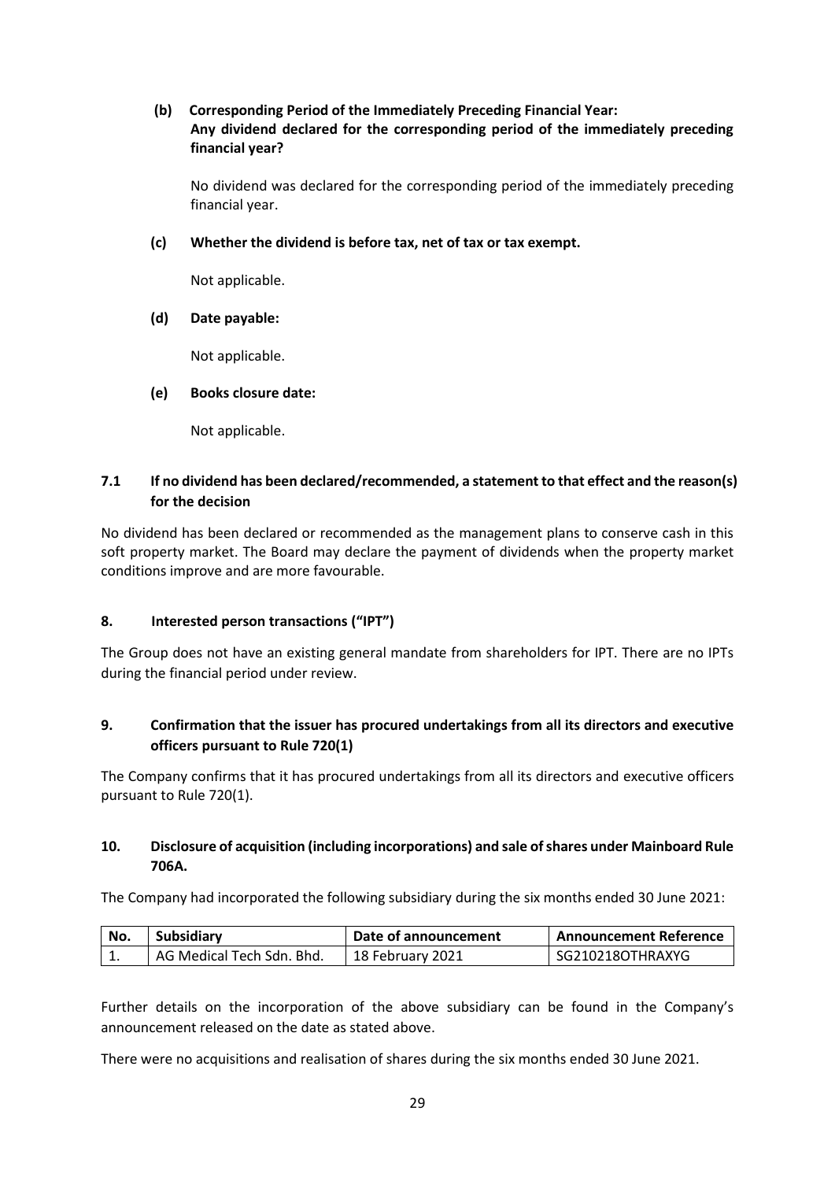**(b) Corresponding Period of the Immediately Preceding Financial Year:**
**Any dividend declared for the corresponding period of the immediately preceding financial year?**

No dividend was declared for the corresponding period of the immediately preceding financial year.

**(c) Whether the dividend is before tax, net of tax or tax exempt.**

Not applicable.

**(d) Date payable:**

Not applicable.

**(e) Books closure date:**

Not applicable.

### 7.1 If no dividend has been declared/recommended, a statement to that effect and the reason(s) for the decision

No dividend has been declared or recommended as the management plans to conserve cash in this soft property market. The Board may declare the payment of dividends when the property market conditions improve and are more favourable.

### 8. Interested person transactions ("IPT")

The Group does not have an existing general mandate from shareholders for IPT. There are no IPTs during the financial period under review.

### 9. Confirmation that the issuer has procured undertakings from all its directors and executive officers pursuant to Rule 720(1)

The Company confirms that it has procured undertakings from all its directors and executive officers pursuant to Rule 720(1).

### 10. Disclosure of acquisition (including incorporations) and sale of shares under Mainboard Rule 706A.

The Company had incorporated the following subsidiary during the six months ended 30 June 2021:

| No. | Subsidiary | Date of announcement | Announcement Reference |
|---|---|---|---|
| 1. | AG Medical Tech Sdn. Bhd. | 18 February 2021 | SG210218OTHRAXYG |

Further details on the incorporation of the above subsidiary can be found in the Company's announcement released on the date as stated above.

There were no acquisitions and realisation of shares during the six months ended 30 June 2021.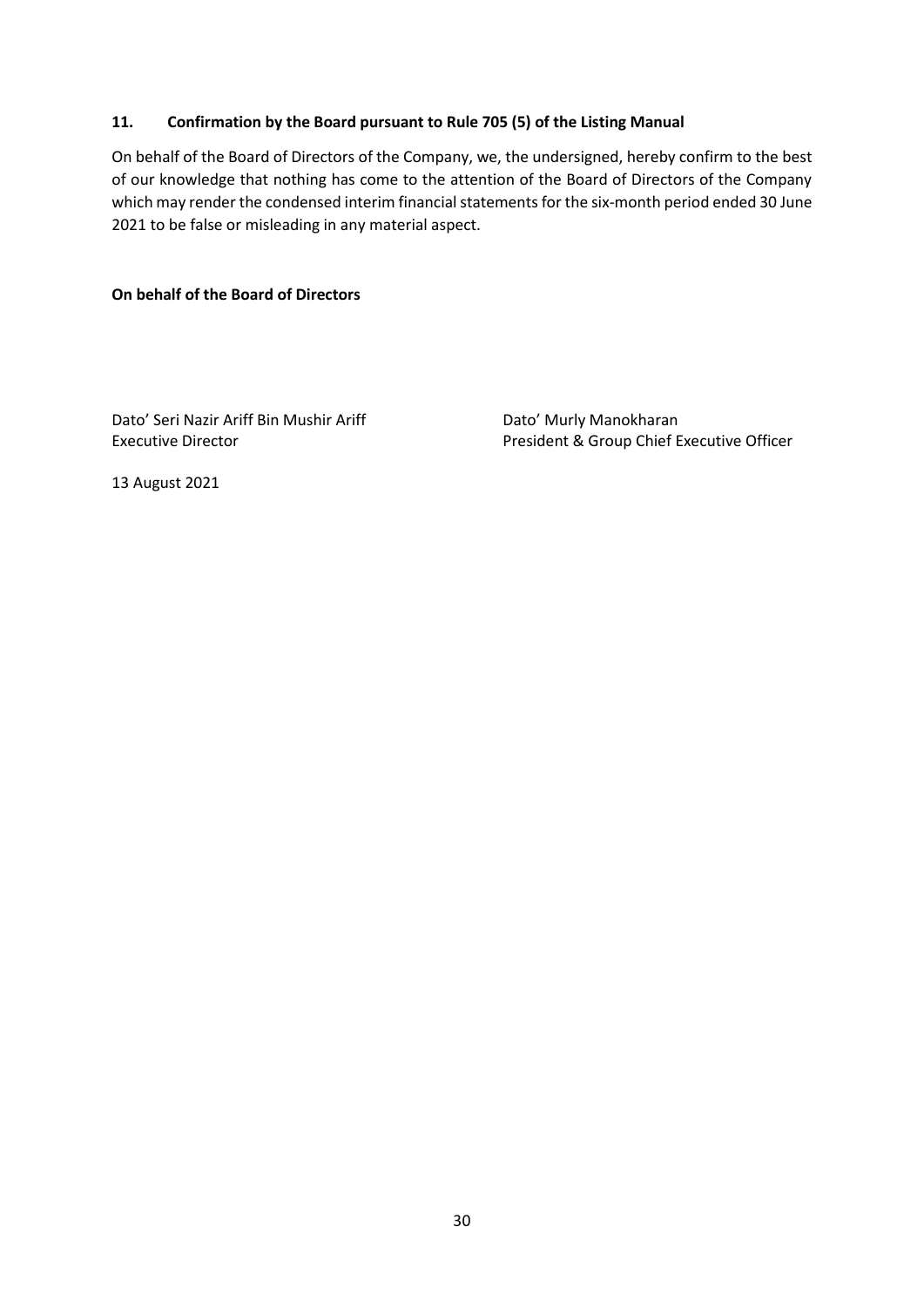## 11. Confirmation by the Board pursuant to Rule 705 (5) of the Listing Manual

On behalf of the Board of Directors of the Company, we, the undersigned, hereby confirm to the best of our knowledge that nothing has come to the attention of the Board of Directors of the Company which may render the condensed interim financial statements for the six-month period ended 30 June 2021 to be false or misleading in any material aspect.

**On behalf of the Board of Directors**

Dato' Seri Nazir Ariff Bin Mushir Ariff
Executive Director

Dato' Murly Manokharan
President & Group Chief Executive Officer

13 August 2021